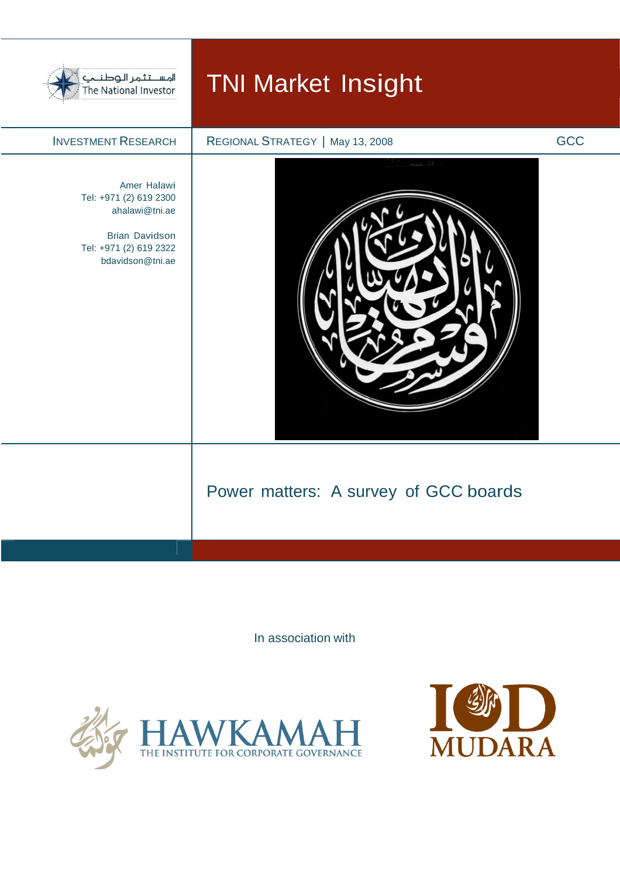المستثمر الوطني
The National Investor

# TNI Market Insight

INVESTMENT RESEARCH

REGIONAL STRATEGY | May 13, 2008

GCC

Amer Halawi
Tel: +971 (2) 619 2300
ahalawi@tni.ae

Brian Davidson
Tel: +971 (2) 619 2322
bdavidson@tni.ae

## Power matters: A survey of GCC boards

In association with

HAWKAMAH
THE INSTITUTE FOR CORPORATE GOVERNANCE

IOD
MUDARA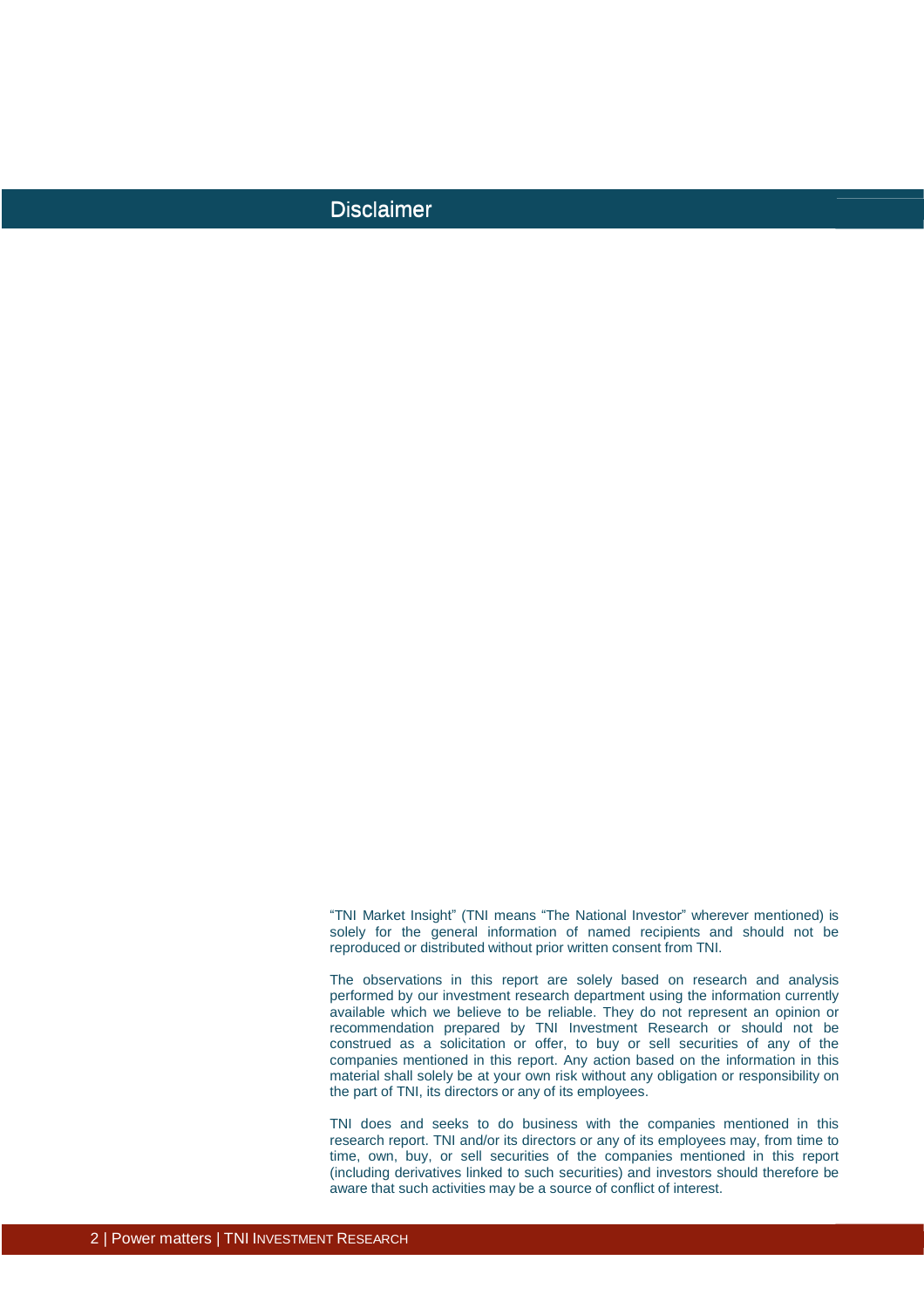## Disclaimer

"TNI Market Insight" (TNI means "The National Investor" wherever mentioned) is solely for the general information of named recipients and should not be reproduced or distributed without prior written consent from TNI.

The observations in this report are solely based on research and analysis performed by our investment research department using the information currently available which we believe to be reliable. They do not represent an opinion or recommendation prepared by TNI Investment Research or should not be construed as a solicitation or offer, to buy or sell securities of any of the companies mentioned in this report. Any action based on the information in this material shall solely be at your own risk without any obligation or responsibility on the part of TNI, its directors or any of its employees.

TNI does and seeks to do business with the companies mentioned in this research report. TNI and/or its directors or any of its employees may, from time to time, own, buy, or sell securities of the companies mentioned in this report (including derivatives linked to such securities) and investors should therefore be aware that such activities may be a source of conflict of interest.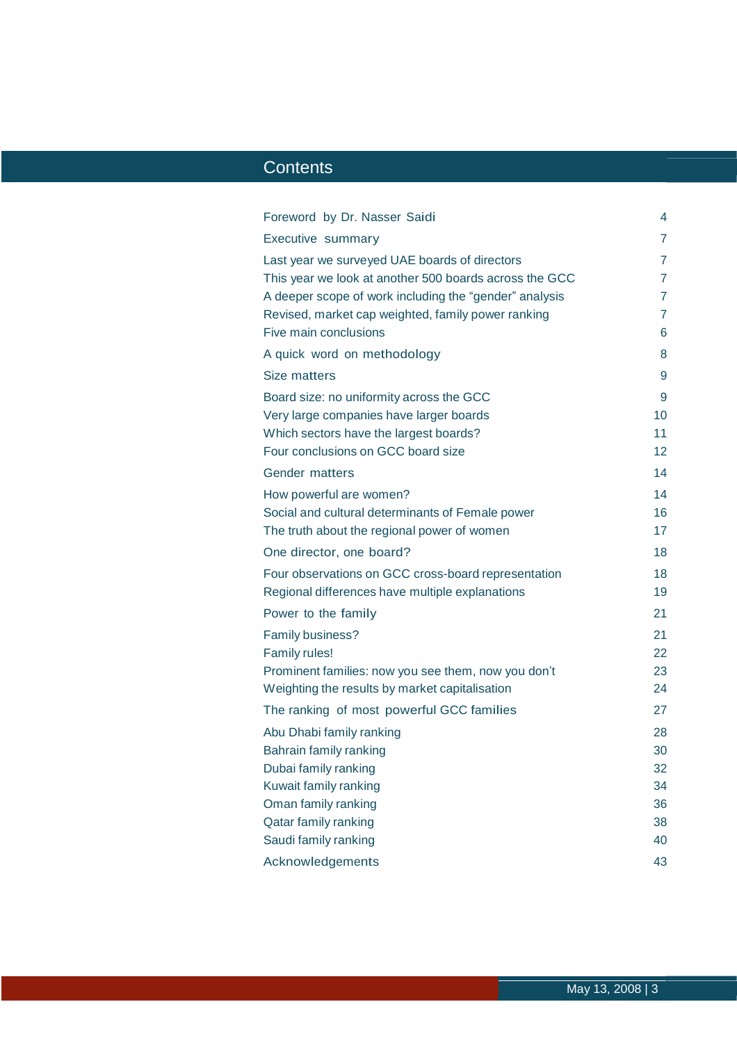# Contents

| | |
|---|---|
| Foreword by Dr. Nasser Saidi | 4 |
| Executive summary | 7 |
| Last year we surveyed UAE boards of directors | 7 |
| This year we look at another 500 boards across the GCC | 7 |
| A deeper scope of work including the “gender” analysis | 7 |
| Revised, market cap weighted, family power ranking | 7 |
| Five main conclusions | 6 |
| A quick word on methodology | 8 |
| Size matters | 9 |
| Board size: no uniformity across the GCC | 9 |
| Very large companies have larger boards | 10 |
| Which sectors have the largest boards? | 11 |
| Four conclusions on GCC board size | 12 |
| Gender matters | 14 |
| How powerful are women? | 14 |
| Social and cultural determinants of Female power | 16 |
| The truth about the regional power of women | 17 |
| One director, one board? | 18 |
| Four observations on GCC cross-board representation | 18 |
| Regional differences have multiple explanations | 19 |
| Power to the family | 21 |
| Family business? | 21 |
| Family rules! | 22 |
| Prominent families: now you see them, now you don’t | 23 |
| Weighting the results by market capitalisation | 24 |
| The ranking of most powerful GCC families | 27 |
| Abu Dhabi family ranking | 28 |
| Bahrain family ranking | 30 |
| Dubai family ranking | 32 |
| Kuwait family ranking | 34 |
| Oman family ranking | 36 |
| Qatar family ranking | 38 |
| Saudi family ranking | 40 |
| Acknowledgements | 43 |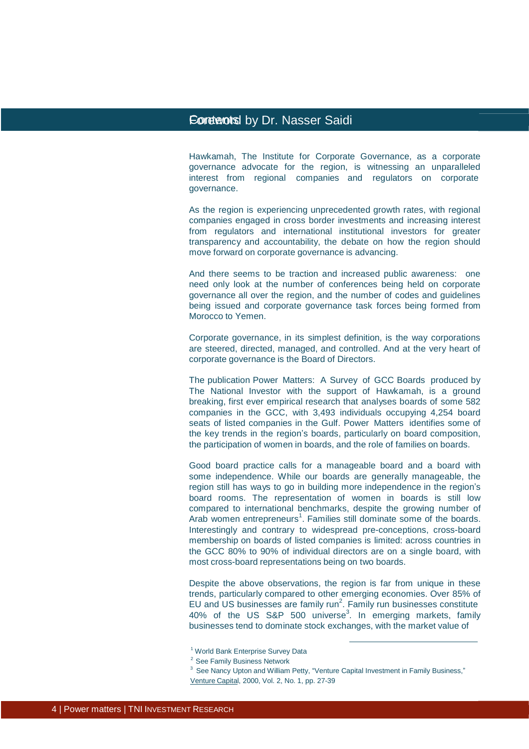# Foreword by Dr. Nasser Saidi

Hawkamah, The Institute for Corporate Governance, as a corporate governance advocate for the region, is witnessing an unparalleled interest from regional companies and regulators on corporate governance.

As the region is experiencing unprecedented growth rates, with regional companies engaged in cross border investments and increasing interest from regulators and international institutional investors for greater transparency and accountability, the debate on how the region should move forward on corporate governance is advancing.

And there seems to be traction and increased public awareness: one need only look at the number of conferences being held on corporate governance all over the region, and the number of codes and guidelines being issued and corporate governance task forces being formed from Morocco to Yemen.

Corporate governance, in its simplest definition, is the way corporations are steered, directed, managed, and controlled. And at the very heart of corporate governance is the Board of Directors.

The publication Power Matters: A Survey of GCC Boards produced by The National Investor with the support of Hawkamah, is a ground breaking, first ever empirical research that analyses boards of some 582 companies in the GCC, with 3,493 individuals occupying 4,254 board seats of listed companies in the Gulf. Power Matters identifies some of the key trends in the region's boards, particularly on board composition, the participation of women in boards, and the role of families on boards.

Good board practice calls for a manageable board and a board with some independence. While our boards are generally manageable, the region still has ways to go in building more independence in the region's board rooms. The representation of women in boards is still low compared to international benchmarks, despite the growing number of Arab women entrepreneurs[1]. Families still dominate some of the boards. Interestingly and contrary to widespread pre-conceptions, cross-board membership on boards of listed companies is limited: across countries in the GCC 80% to 90% of individual directors are on a single board, with most cross-board representations being on two boards.

Despite the above observations, the region is far from unique in these trends, particularly compared to other emerging economies. Over 85% of EU and US businesses are family run[2]. Family run businesses constitute 40% of the US S&P 500 universe[3]. In emerging markets, family businesses tend to dominate stock exchanges, with the market value of

---

[1] World Bank Enterprise Survey Data

[2] See Family Business Network

[3] See Nancy Upton and William Petty, "Venture Capital Investment in Family Business," Venture Capital, 2000, Vol. 2, No. 1, pp. 27-39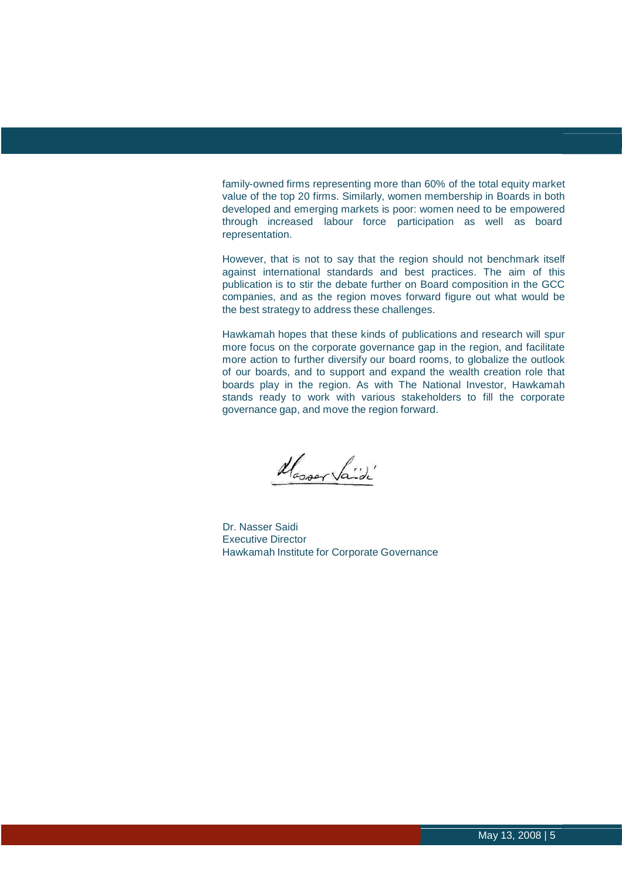family-owned firms representing more than 60% of the total equity market value of the top 20 firms. Similarly, women membership in Boards in both developed and emerging markets is poor: women need to be empowered through increased labour force participation as well as board representation.

However, that is not to say that the region should not benchmark itself against international standards and best practices. The aim of this publication is to stir the debate further on Board composition in the GCC companies, and as the region moves forward figure out what would be the best strategy to address these challenges.

Hawkamah hopes that these kinds of publications and research will spur more focus on the corporate governance gap in the region, and facilitate more action to further diversify our board rooms, to globalize the outlook of our boards, and to support and expand the wealth creation role that boards play in the region. As with The National Investor, Hawkamah stands ready to work with various stakeholders to fill the corporate governance gap, and move the region forward.

Dr. Nasser Saidi
Executive Director
Hawkamah Institute for Corporate Governance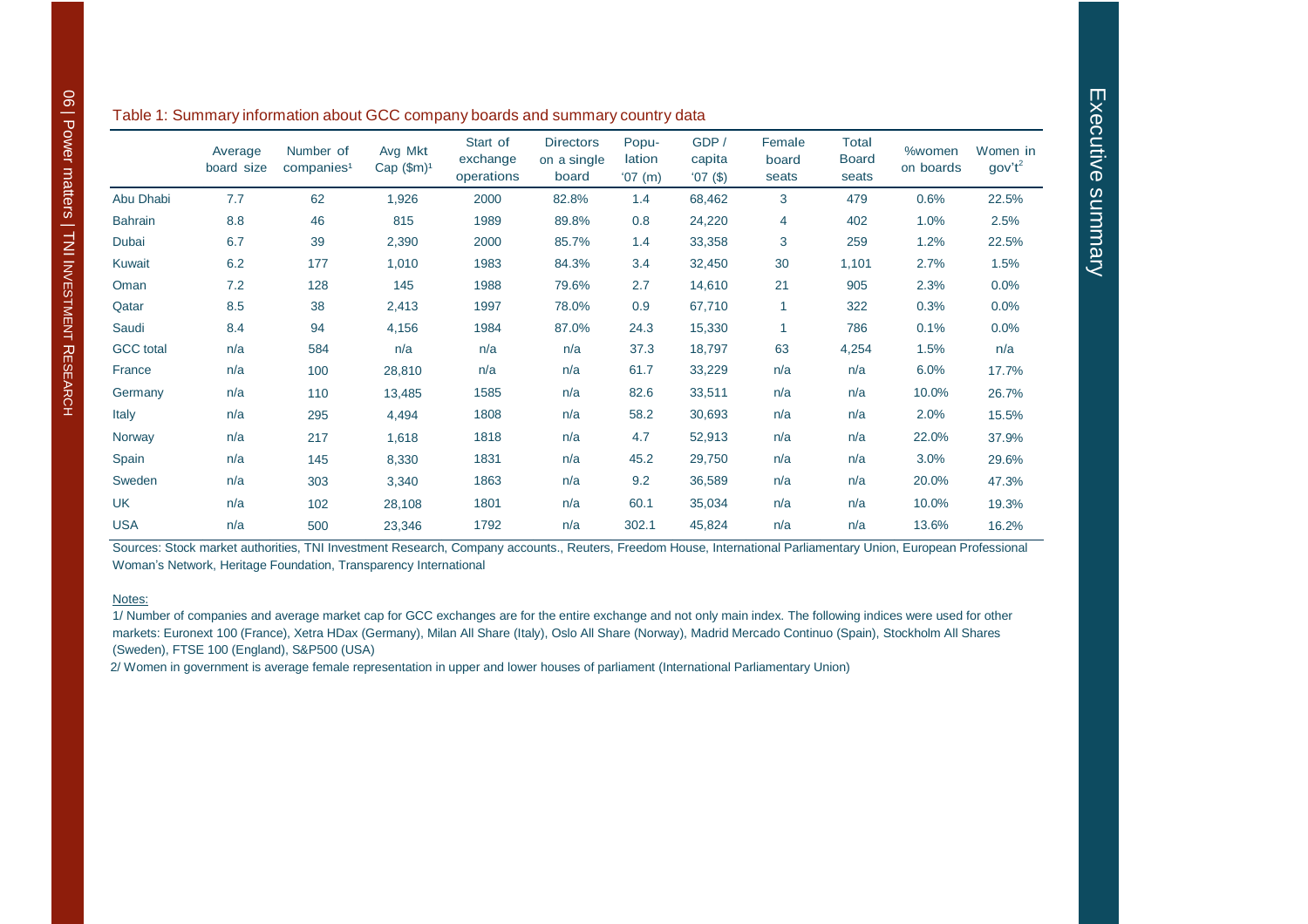Table 1: Summary information about GCC company boards and summary country data

| | Average board size | Number of companies[1] | Avg Mkt Cap ($m)[1] | Start of exchange operations | Directors on a single board | Popu-lation '07 (m) | GDP / capita '07 ($) | Female board seats | Total Board seats | %women on boards | Women in gov't[2] |
|---|---|---|---|---|---|---|---|---|---|---|---|
| Abu Dhabi | 7.7 | 62 | 1,926 | 2000 | 82.8% | 1.4 | 68,462 | 3 | 479 | 0.6% | 22.5% |
| Bahrain | 8.8 | 46 | 815 | 1989 | 89.8% | 0.8 | 24,220 | 4 | 402 | 1.0% | 2.5% |
| Dubai | 6.7 | 39 | 2,390 | 2000 | 85.7% | 1.4 | 33,358 | 3 | 259 | 1.2% | 22.5% |
| Kuwait | 6.2 | 177 | 1,010 | 1983 | 84.3% | 3.4 | 32,450 | 30 | 1,101 | 2.7% | 1.5% |
| Oman | 7.2 | 128 | 145 | 1988 | 79.6% | 2.7 | 14,610 | 21 | 905 | 2.3% | 0.0% |
| Qatar | 8.5 | 38 | 2,413 | 1997 | 78.0% | 0.9 | 67,710 | 1 | 322 | 0.3% | 0.0% |
| Saudi | 8.4 | 94 | 4,156 | 1984 | 87.0% | 24.3 | 15,330 | 1 | 786 | 0.1% | 0.0% |
| GCC total | n/a | 584 | n/a | n/a | n/a | 37.3 | 18,797 | 63 | 4,254 | 1.5% | n/a |
| France | n/a | 100 | 28,810 | n/a | n/a | 61.7 | 33,229 | n/a | n/a | 6.0% | 17.7% |
| Germany | n/a | 110 | 13,485 | 1585 | n/a | 82.6 | 33,511 | n/a | n/a | 10.0% | 26.7% |
| Italy | n/a | 295 | 4,494 | 1808 | n/a | 58.2 | 30,693 | n/a | n/a | 2.0% | 15.5% |
| Norway | n/a | 217 | 1,618 | 1818 | n/a | 4.7 | 52,913 | n/a | n/a | 22.0% | 37.9% |
| Spain | n/a | 145 | 8,330 | 1831 | n/a | 45.2 | 29,750 | n/a | n/a | 3.0% | 29.6% |
| Sweden | n/a | 303 | 3,340 | 1863 | n/a | 9.2 | 36,589 | n/a | n/a | 20.0% | 47.3% |
| UK | n/a | 102 | 28,108 | 1801 | n/a | 60.1 | 35,034 | n/a | n/a | 10.0% | 19.3% |
| USA | n/a | 500 | 23,346 | 1792 | n/a | 302.1 | 45,824 | n/a | n/a | 13.6% | 16.2% |

Sources: Stock market authorities, TNI Investment Research, Company accounts., Reuters, Freedom House, International Parliamentary Union, European Professional Woman's Network, Heritage Foundation, Transparency International

Notes:

1/ Number of companies and average market cap for GCC exchanges are for the entire exchange and not only main index. The following indices were used for other markets: Euronext 100 (France), Xetra HDax (Germany), Milan All Share (Italy), Oslo All Share (Norway), Madrid Mercado Continuo (Spain), Stockholm All Shares (Sweden), FTSE 100 (England), S&P500 (USA)

2/ Women in government is average female representation in upper and lower houses of parliament (International Parliamentary Union)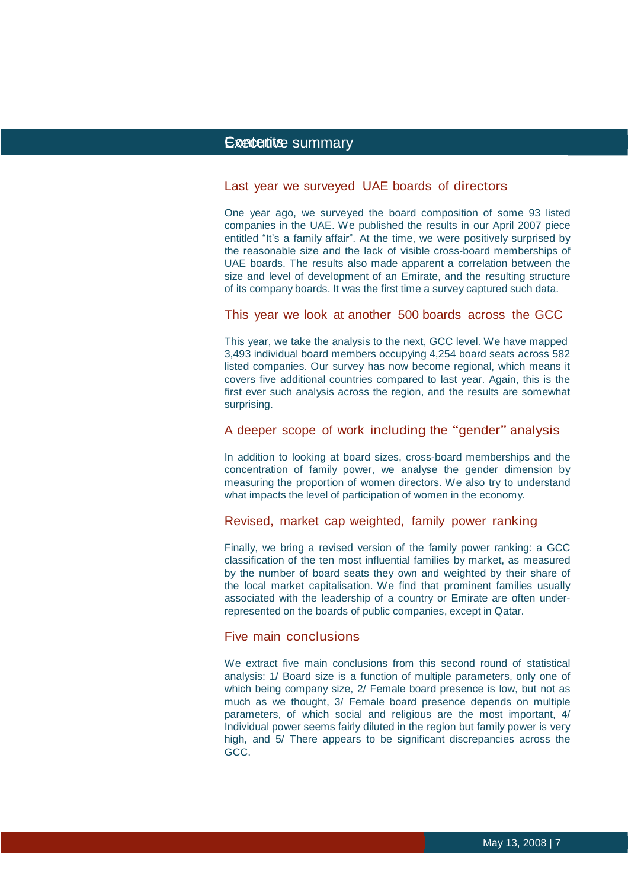# Executive summary

## Last year we surveyed UAE boards of directors

One year ago, we surveyed the board composition of some 93 listed companies in the UAE. We published the results in our April 2007 piece entitled “It’s a family affair”. At the time, we were positively surprised by the reasonable size and the lack of visible cross-board memberships of UAE boards. The results also made apparent a correlation between the size and level of development of an Emirate, and the resulting structure of its company boards. It was the first time a survey captured such data.

## This year we look at another 500 boards across the GCC

This year, we take the analysis to the next, GCC level. We have mapped 3,493 individual board members occupying 4,254 board seats across 582 listed companies. Our survey has now become regional, which means it covers five additional countries compared to last year. Again, this is the first ever such analysis across the region, and the results are somewhat surprising.

## A deeper scope of work including the “gender” analysis

In addition to looking at board sizes, cross-board memberships and the concentration of family power, we analyse the gender dimension by measuring the proportion of women directors. We also try to understand what impacts the level of participation of women in the economy.

## Revised, market cap weighted, family power ranking

Finally, we bring a revised version of the family power ranking: a GCC classification of the ten most influential families by market, as measured by the number of board seats they own and weighted by their share of the local market capitalisation. We find that prominent families usually associated with the leadership of a country or Emirate are often under-represented on the boards of public companies, except in Qatar.

## Five main conclusions

We extract five main conclusions from this second round of statistical analysis: 1/ Board size is a function of multiple parameters, only one of which being company size, 2/ Female board presence is low, but not as much as we thought, 3/ Female board presence depends on multiple parameters, of which social and religious are the most important, 4/ Individual power seems fairly diluted in the region but family power is very high, and 5/ There appears to be significant discrepancies across the GCC.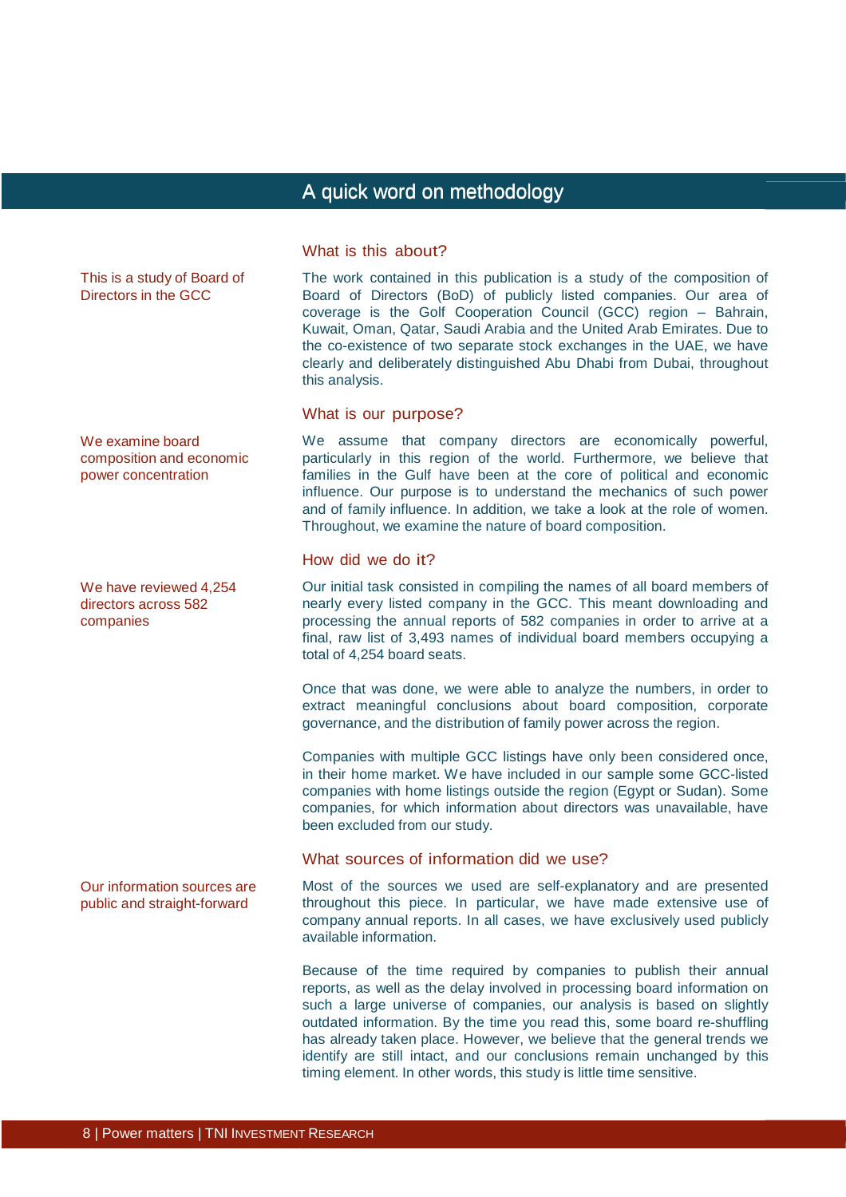# A quick word on methodology

## What is this about?

*This is a study of Board of Directors in the GCC*

The work contained in this publication is a study of the composition of Board of Directors (BoD) of publicly listed companies. Our area of coverage is the Golf Cooperation Council (GCC) region – Bahrain, Kuwait, Oman, Qatar, Saudi Arabia and the United Arab Emirates. Due to the co-existence of two separate stock exchanges in the UAE, we have clearly and deliberately distinguished Abu Dhabi from Dubai, throughout this analysis.

## What is our purpose?

*We examine board composition and economic power concentration*

We assume that company directors are economically powerful, particularly in this region of the world. Furthermore, we believe that families in the Gulf have been at the core of political and economic influence. Our purpose is to understand the mechanics of such power and of family influence. In addition, we take a look at the role of women. Throughout, we examine the nature of board composition.

## How did we do it?

*We have reviewed 4,254 directors across 582 companies*

Our initial task consisted in compiling the names of all board members of nearly every listed company in the GCC. This meant downloading and processing the annual reports of 582 companies in order to arrive at a final, raw list of 3,493 names of individual board members occupying a total of 4,254 board seats.

Once that was done, we were able to analyze the numbers, in order to extract meaningful conclusions about board composition, corporate governance, and the distribution of family power across the region.

Companies with multiple GCC listings have only been considered once, in their home market. We have included in our sample some GCC-listed companies with home listings outside the region (Egypt or Sudan). Some companies, for which information about directors was unavailable, have been excluded from our study.

## What sources of information did we use?

*Our information sources are public and straight-forward*

Most of the sources we used are self-explanatory and are presented throughout this piece. In particular, we have made extensive use of company annual reports. In all cases, we have exclusively used publicly available information.

Because of the time required by companies to publish their annual reports, as well as the delay involved in processing board information on such a large universe of companies, our analysis is based on slightly outdated information. By the time you read this, some board re-shuffling has already taken place. However, we believe that the general trends we identify are still intact, and our conclusions remain unchanged by this timing element. In other words, this study is little time sensitive.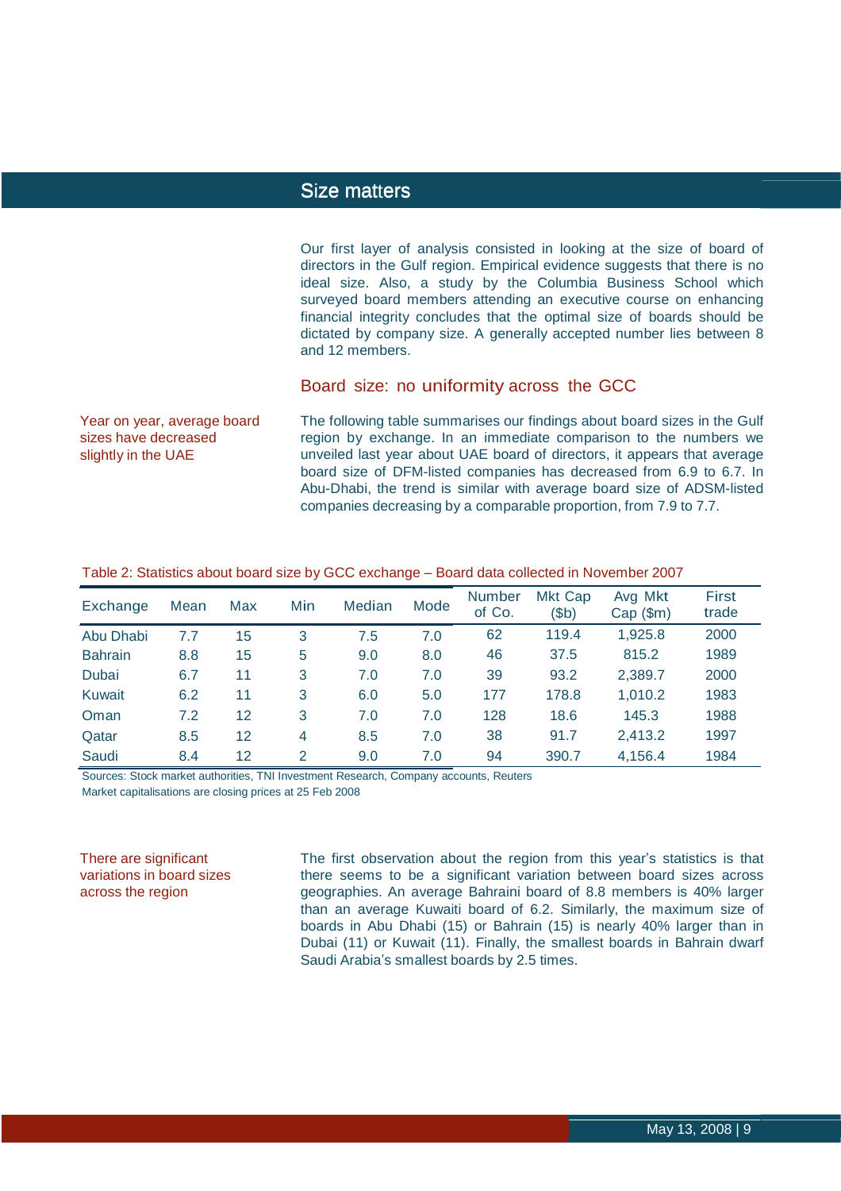## Size matters

Our first layer of analysis consisted in looking at the size of board of directors in the Gulf region. Empirical evidence suggests that there is no ideal size. Also, a study by the Columbia Business School which surveyed board members attending an executive course on enhancing financial integrity concludes that the optimal size of boards should be dictated by company size. A generally accepted number lies between 8 and 12 members.

### Board size: no uniformity across the GCC

Year on year, average board sizes have decreased slightly in the UAE

The following table summarises our findings about board sizes in the Gulf region by exchange. In an immediate comparison to the numbers we unveiled last year about UAE board of directors, it appears that average board size of DFM-listed companies has decreased from 6.9 to 6.7. In Abu-Dhabi, the trend is similar with average board size of ADSM-listed companies decreasing by a comparable proportion, from 7.9 to 7.7.

Table 2: Statistics about board size by GCC exchange – Board data collected in November 2007

| Exchange | Mean | Max | Min | Median | Mode | Number of Co. | Mkt Cap ($b) | Avg Mkt Cap ($m) | First trade |
|---|---|---|---|---|---|---|---|---|---|
| Abu Dhabi | 7.7 | 15 | 3 | 7.5 | 7.0 | 62 | 119.4 | 1,925.8 | 2000 |
| Bahrain | 8.8 | 15 | 5 | 9.0 | 8.0 | 46 | 37.5 | 815.2 | 1989 |
| Dubai | 6.7 | 11 | 3 | 7.0 | 7.0 | 39 | 93.2 | 2,389.7 | 2000 |
| Kuwait | 6.2 | 11 | 3 | 6.0 | 5.0 | 177 | 178.8 | 1,010.2 | 1983 |
| Oman | 7.2 | 12 | 3 | 7.0 | 7.0 | 128 | 18.6 | 145.3 | 1988 |
| Qatar | 8.5 | 12 | 4 | 8.5 | 7.0 | 38 | 91.7 | 2,413.2 | 1997 |
| Saudi | 8.4 | 12 | 2 | 9.0 | 7.0 | 94 | 390.7 | 4,156.4 | 1984 |

Sources: Stock market authorities, TNI Investment Research, Company accounts, Reuters
Market capitalisations are closing prices at 25 Feb 2008

There are significant variations in board sizes across the region

The first observation about the region from this year's statistics is that there seems to be a significant variation between board sizes across geographies. An average Bahraini board of 8.8 members is 40% larger than an average Kuwaiti board of 6.2. Similarly, the maximum size of boards in Abu Dhabi (15) or Bahrain (15) is nearly 40% larger than in Dubai (11) or Kuwait (11). Finally, the smallest boards in Bahrain dwarf Saudi Arabia's smallest boards by 2.5 times.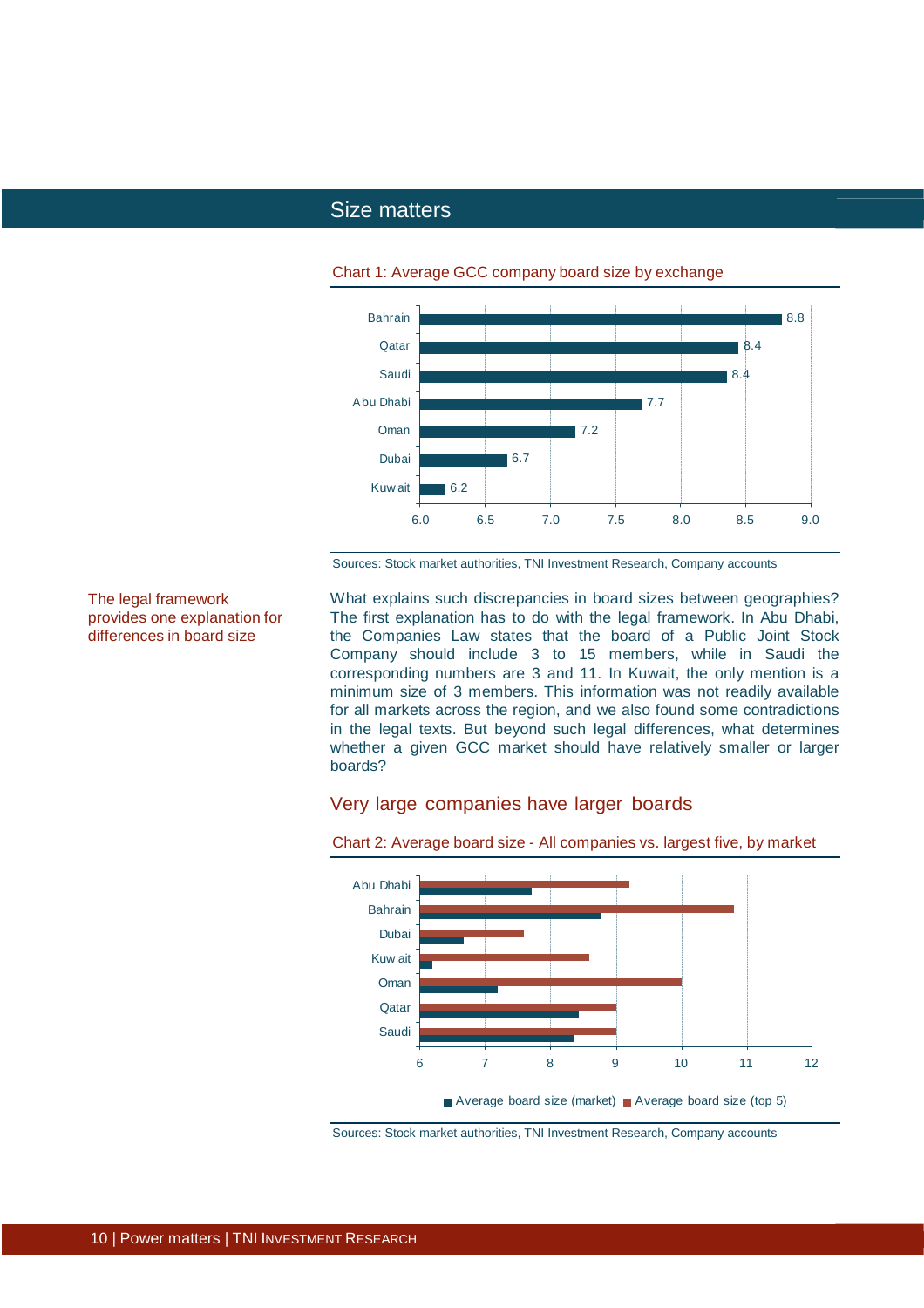## Size matters

Chart 1: Average GCC company board size by exchange

| Exchange | Average board size |
|---|---|
| Bahrain | 8.8 |
| Qatar | 8.4 |
| Saudi | 8.4 |
| Abu Dhabi | 7.7 |
| Oman | 7.2 |
| Dubai | 6.7 |
| Kuwait | 6.2 |

Sources: Stock market authorities, TNI Investment Research, Company accounts

The legal framework provides one explanation for differences in board size

What explains such discrepancies in board sizes between geographies? The first explanation has to do with the legal framework. In Abu Dhabi, the Companies Law states that the board of a Public Joint Stock Company should include 3 to 15 members, while in Saudi the corresponding numbers are 3 and 11. In Kuwait, the only mention is a minimum size of 3 members. This information was not readily available for all markets across the region, and we also found some contradictions in the legal texts. But beyond such legal differences, what determines whether a given GCC market should have relatively smaller or larger boards?

### Very large companies have larger boards

Chart 2: Average board size - All companies vs. largest five, by market

| Market | Average board size (market) | Average board size (top 5) |
|---|---|---|
| Abu Dhabi | 7.7 | 9.2 |
| Bahrain | 8.8 | 10.8 |
| Dubai | 6.7 | 7.6 |
| Kuwait | 6.2 | 8.6 |
| Oman | 7.2 | 10.0 |
| Qatar | 8.4 | 9.0 |
| Saudi | 8.4 | 9.0 |

Sources: Stock market authorities, TNI Investment Research, Company accounts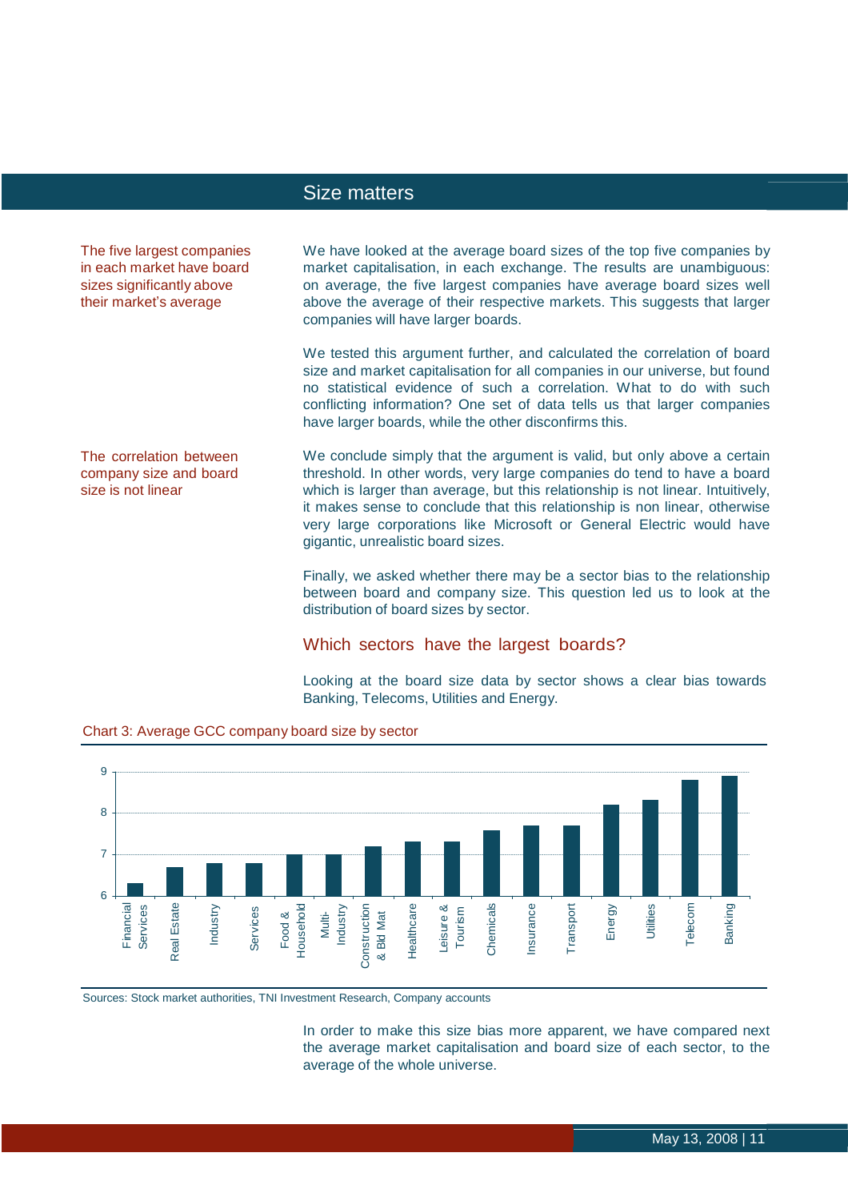## Size matters

*The five largest companies in each market have board sizes significantly above their market's average*

We have looked at the average board sizes of the top five companies by market capitalisation, in each exchange. The results are unambiguous: on average, the five largest companies have average board sizes well above the average of their respective markets. This suggests that larger companies will have larger boards.

We tested this argument further, and calculated the correlation of board size and market capitalisation for all companies in our universe, but found no statistical evidence of such a correlation. What to do with such conflicting information? One set of data tells us that larger companies have larger boards, while the other disconfirms this.

*The correlation between company size and board size is not linear*

We conclude simply that the argument is valid, but only above a certain threshold. In other words, very large companies do tend to have a board which is larger than average, but this relationship is not linear. Intuitively, it makes sense to conclude that this relationship is non linear, otherwise very large corporations like Microsoft or General Electric would have gigantic, unrealistic board sizes.

Finally, we asked whether there may be a sector bias to the relationship between board and company size. This question led us to look at the distribution of board sizes by sector.

### Which sectors have the largest boards?

Looking at the board size data by sector shows a clear bias towards Banking, Telecoms, Utilities and Energy.

Chart 3: Average GCC company board size by sector

| Sector | Average board size (approx.) |
|---|---|
| Financial Services | 6.3 |
| Real Estate | 6.7 |
| Industry | 6.8 |
| Services | 6.8 |
| Food & Household | 7.0 |
| Multi-Industry | 7.0 |
| Construction & Bld Mat | 7.2 |
| Healthcare | 7.3 |
| Leisure & Tourism | 7.3 |
| Chemicals | 7.6 |
| Insurance | 7.7 |
| Transport | 7.7 |
| Energy | 8.2 |
| Utilities | 8.3 |
| Telecom | 8.8 |
| Banking | 8.9 |

Sources: Stock market authorities, TNI Investment Research, Company accounts

In order to make this size bias more apparent, we have compared next the average market capitalisation and board size of each sector, to the average of the whole universe.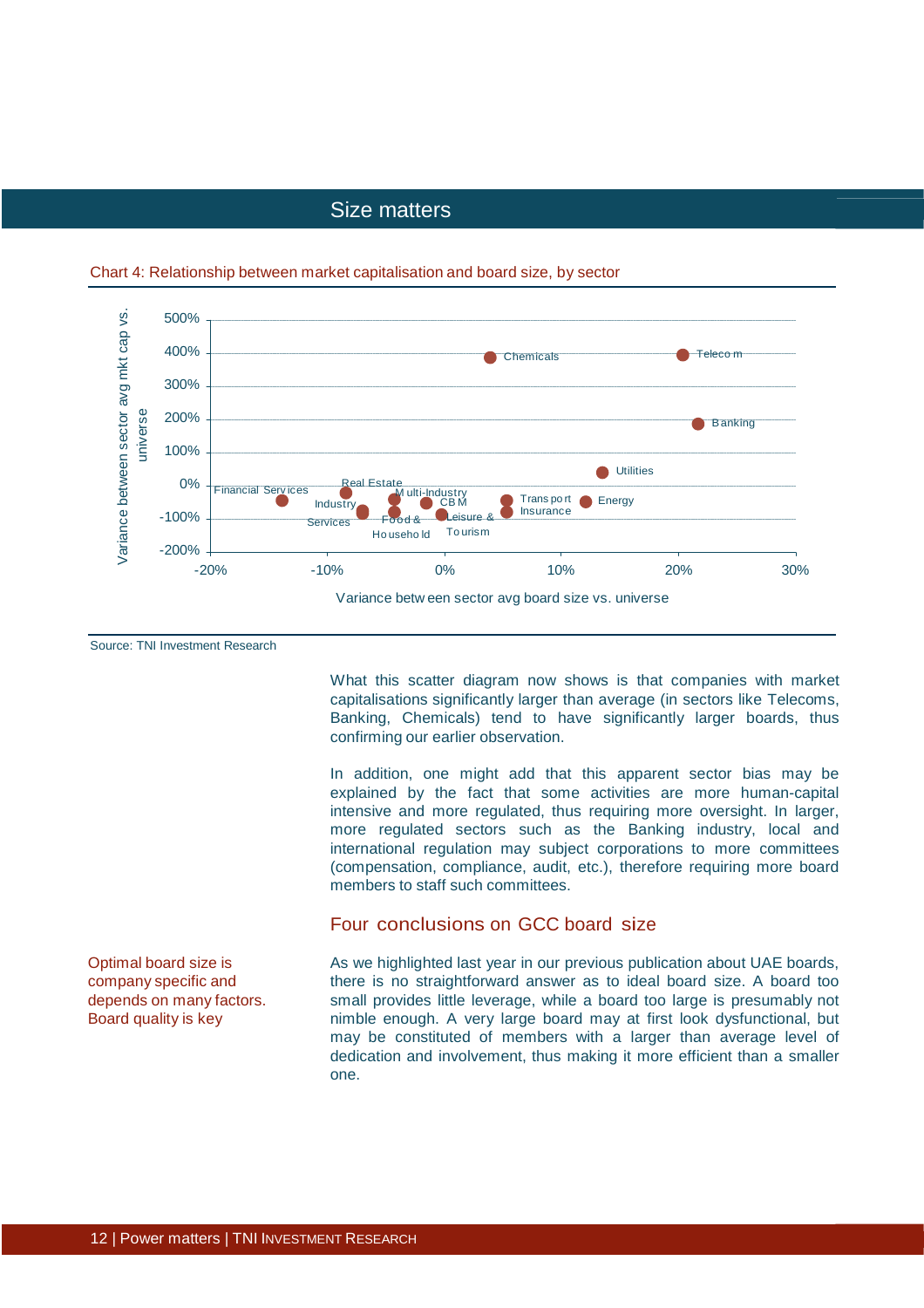## Size matters

Chart 4: Relationship between market capitalisation and board size, by sector

Source: TNI Investment Research

What this scatter diagram now shows is that companies with market capitalisations significantly larger than average (in sectors like Telecoms, Banking, Chemicals) tend to have significantly larger boards, thus confirming our earlier observation.

In addition, one might add that this apparent sector bias may be explained by the fact that some activities are more human-capital intensive and more regulated, thus requiring more oversight. In larger, more regulated sectors such as the Banking industry, local and international regulation may subject corporations to more committees (compensation, compliance, audit, etc.), therefore requiring more board members to staff such committees.

### Four conclusions on GCC board size

Optimal board size is company specific and depends on many factors. Board quality is key

As we highlighted last year in our previous publication about UAE boards, there is no straightforward answer as to ideal board size. A board too small provides little leverage, while a board too large is presumably not nimble enough. A very large board may at first look dysfunctional, but may be constituted of members with a larger than average level of dedication and involvement, thus making it more efficient than a smaller one.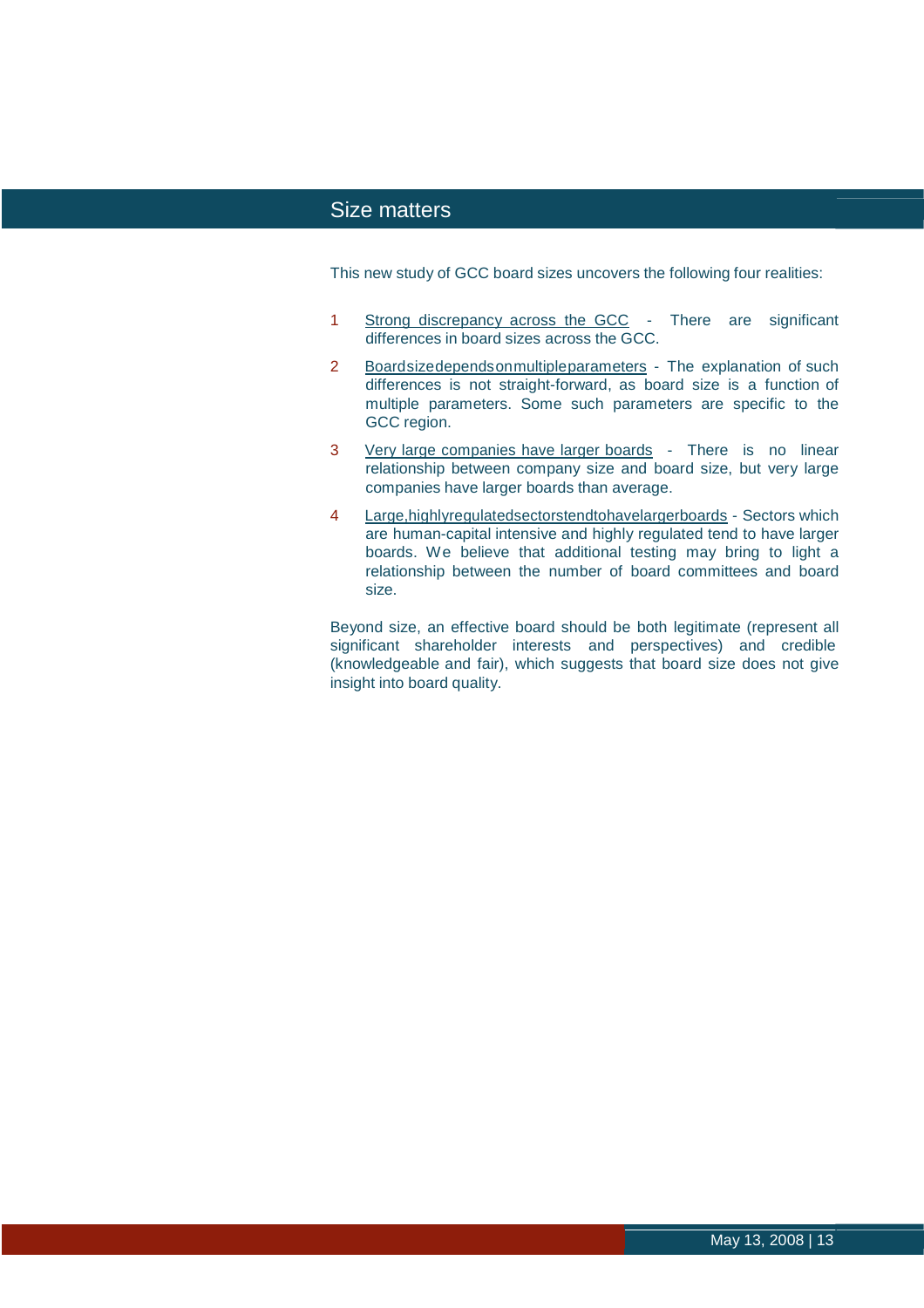## Size matters

This new study of GCC board sizes uncovers the following four realities:

1. Strong discrepancy across the GCC - There are significant differences in board sizes across the GCC.
2. Board size depends on multiple parameters - The explanation of such differences is not straight-forward, as board size is a function of multiple parameters. Some such parameters are specific to the GCC region.
3. Very large companies have larger boards - There is no linear relationship between company size and board size, but very large companies have larger boards than average.
4. Large, highly regulated sectors tend to have larger boards - Sectors which are human-capital intensive and highly regulated tend to have larger boards. We believe that additional testing may bring to light a relationship between the number of board committees and board size.

Beyond size, an effective board should be both legitimate (represent all significant shareholder interests and perspectives) and credible (knowledgeable and fair), which suggests that board size does not give insight into board quality.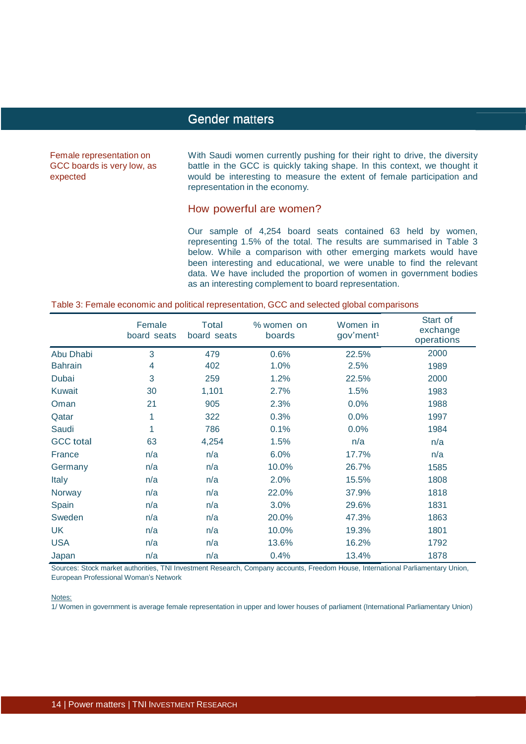## Gender matters

Female representation on GCC boards is very low, as expected

With Saudi women currently pushing for their right to drive, the diversity battle in the GCC is quickly taking shape. In this context, we thought it would be interesting to measure the extent of female participation and representation in the economy.

### How powerful are women?

Our sample of 4,254 board seats contained 63 held by women, representing 1.5% of the total. The results are summarised in Table 3 below. While a comparison with other emerging markets would have been interesting and educational, we were unable to find the relevant data. We have included the proportion of women in government bodies as an interesting complement to board representation.

Table 3: Female economic and political representation, GCC and selected global comparisons

| | Female board seats | Total board seats | % women on boards | Women in gov'ment[1] | Start of exchange operations |
|---|---|---|---|---|---|
| Abu Dhabi | 3 | 479 | 0.6% | 22.5% | 2000 |
| Bahrain | 4 | 402 | 1.0% | 2.5% | 1989 |
| Dubai | 3 | 259 | 1.2% | 22.5% | 2000 |
| Kuwait | 30 | 1,101 | 2.7% | 1.5% | 1983 |
| Oman | 21 | 905 | 2.3% | 0.0% | 1988 |
| Qatar | 1 | 322 | 0.3% | 0.0% | 1997 |
| Saudi | 1 | 786 | 0.1% | 0.0% | 1984 |
| GCC total | 63 | 4,254 | 1.5% | n/a | n/a |
| France | n/a | n/a | 6.0% | 17.7% | n/a |
| Germany | n/a | n/a | 10.0% | 26.7% | 1585 |
| Italy | n/a | n/a | 2.0% | 15.5% | 1808 |
| Norway | n/a | n/a | 22.0% | 37.9% | 1818 |
| Spain | n/a | n/a | 3.0% | 29.6% | 1831 |
| Sweden | n/a | n/a | 20.0% | 47.3% | 1863 |
| UK | n/a | n/a | 10.0% | 19.3% | 1801 |
| USA | n/a | n/a | 13.6% | 16.2% | 1792 |
| Japan | n/a | n/a | 0.4% | 13.4% | 1878 |

Sources: Stock market authorities, TNI Investment Research, Company accounts, Freedom House, International Parliamentary Union, European Professional Woman's Network

Notes:
1/ Women in government is average female representation in upper and lower houses of parliament (International Parliamentary Union)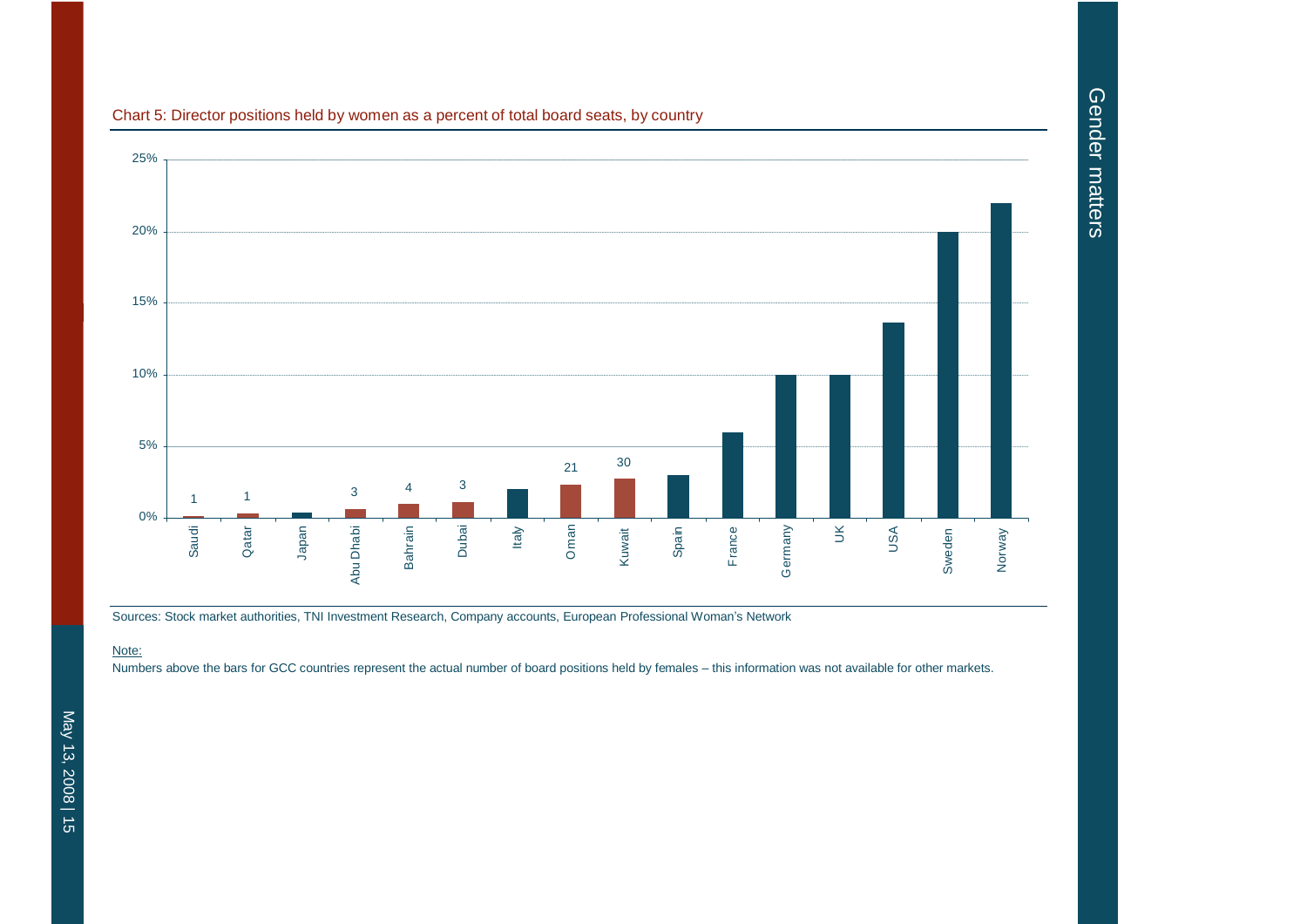Chart 5: Director positions held by women as a percent of total board seats, by country

| Country | Approx. % of board seats | Number of board positions held by females |
|---|---|---|
| Saudi | 0.1% | 1 |
| Qatar | 0.3% | 1 |
| Japan | 0.4% | |
| Abu Dhabi | 0.6% | 3 |
| Bahrain | 1% | 4 |
| Dubai | 1.1% | 3 |
| Italy | 2% | |
| Oman | 2.3% | 21 |
| Kuwait | 2.7% | 30 |
| Spain | 3% | |
| France | 6% | |
| Germany | 10% | |
| UK | 10% | |
| USA | 13.6% | |
| Sweden | 20% | |
| Norway | 22% | |

Sources: Stock market authorities, TNI Investment Research, Company accounts, European Professional Woman's Network

Note:

Numbers above the bars for GCC countries represent the actual number of board positions held by females – this information was not available for other markets.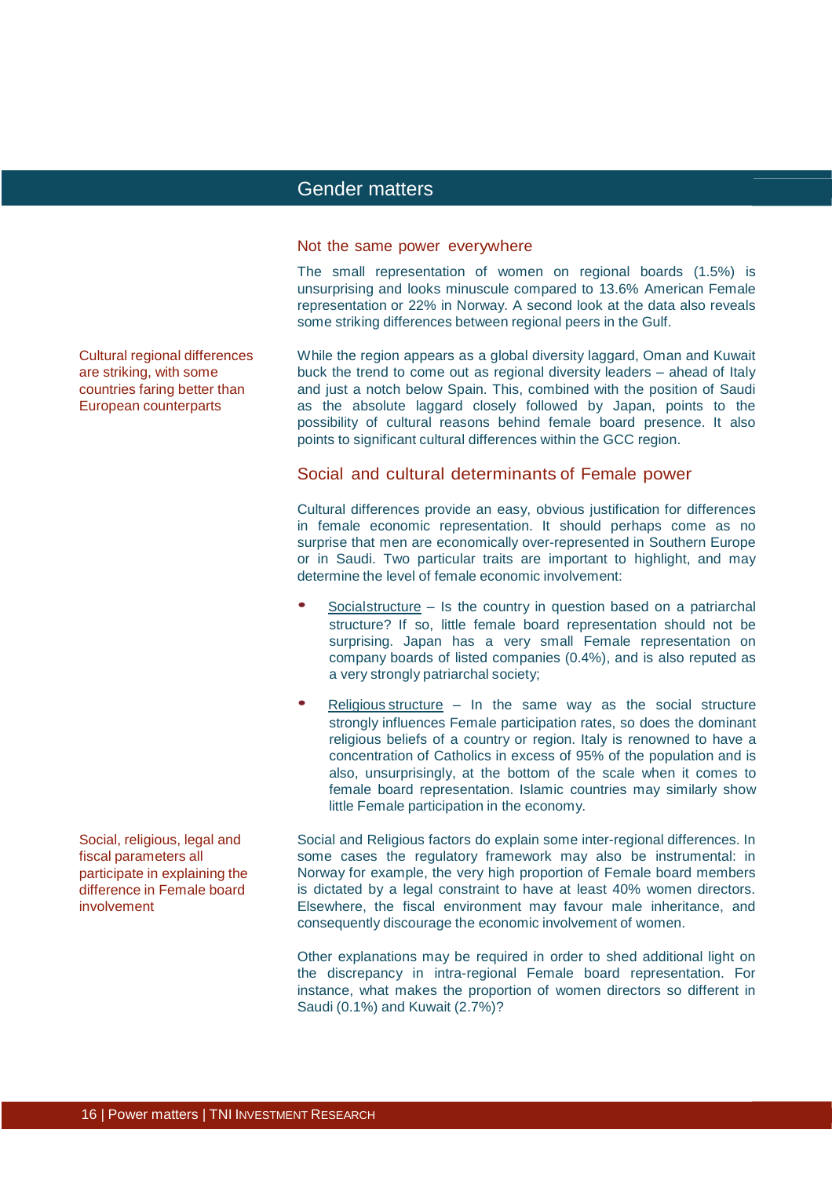## Gender matters

### Not the same power everywhere

The small representation of women on regional boards (1.5%) is unsurprising and looks minuscule compared to 13.6% American Female representation or 22% in Norway. A second look at the data also reveals some striking differences between regional peers in the Gulf.

Cultural regional differences are striking, with some countries faring better than European counterparts

While the region appears as a global diversity laggard, Oman and Kuwait buck the trend to come out as regional diversity leaders – ahead of Italy and just a notch below Spain. This, combined with the position of Saudi as the absolute laggard closely followed by Japan, points to the possibility of cultural reasons behind female board presence. It also points to significant cultural differences within the GCC region.

### Social and cultural determinants of Female power

Cultural differences provide an easy, obvious justification for differences in female economic representation. It should perhaps come as no surprise that men are economically over-represented in Southern Europe or in Saudi. Two particular traits are important to highlight, and may determine the level of female economic involvement:

- Socialstructure – Is the country in question based on a patriarchal structure? If so, little female board representation should not be surprising. Japan has a very small Female representation on company boards of listed companies (0.4%), and is also reputed as a very strongly patriarchal society;
- Religious structure – In the same way as the social structure strongly influences Female participation rates, so does the dominant religious beliefs of a country or region. Italy is renowned to have a concentration of Catholics in excess of 95% of the population and is also, unsurprisingly, at the bottom of the scale when it comes to female board representation. Islamic countries may similarly show little Female participation in the economy.

Social, religious, legal and fiscal parameters all participate in explaining the difference in Female board involvement

Social and Religious factors do explain some inter-regional differences. In some cases the regulatory framework may also be instrumental: in Norway for example, the very high proportion of Female board members is dictated by a legal constraint to have at least 40% women directors. Elsewhere, the fiscal environment may favour male inheritance, and consequently discourage the economic involvement of women.

Other explanations may be required in order to shed additional light on the discrepancy in intra-regional Female board representation. For instance, what makes the proportion of women directors so different in Saudi (0.1%) and Kuwait (2.7%)?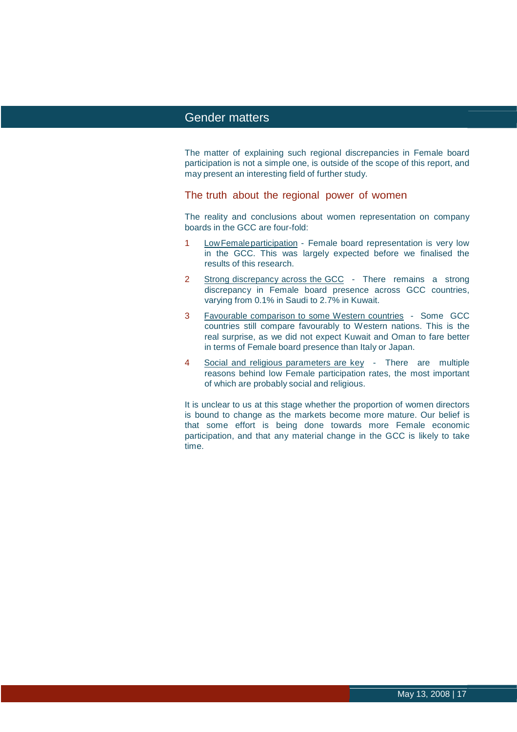The matter of explaining such regional discrepancies in Female board participation is not a simple one, is outside of the scope of this report, and may present an interesting field of further study.

## The truth about the regional power of women

The reality and conclusions about women representation on company boards in the GCC are four-fold:

1. Low Female participation - Female board representation is very low in the GCC. This was largely expected before we finalised the results of this research.
2. Strong discrepancy across the GCC - There remains a strong discrepancy in Female board presence across GCC countries, varying from 0.1% in Saudi to 2.7% in Kuwait.
3. Favourable comparison to some Western countries - Some GCC countries still compare favourably to Western nations. This is the real surprise, as we did not expect Kuwait and Oman to fare better in terms of Female board presence than Italy or Japan.
4. Social and religious parameters are key - There are multiple reasons behind low Female participation rates, the most important of which are probably social and religious.

It is unclear to us at this stage whether the proportion of women directors is bound to change as the markets become more mature. Our belief is that some effort is being done towards more Female economic participation, and that any material change in the GCC is likely to take time.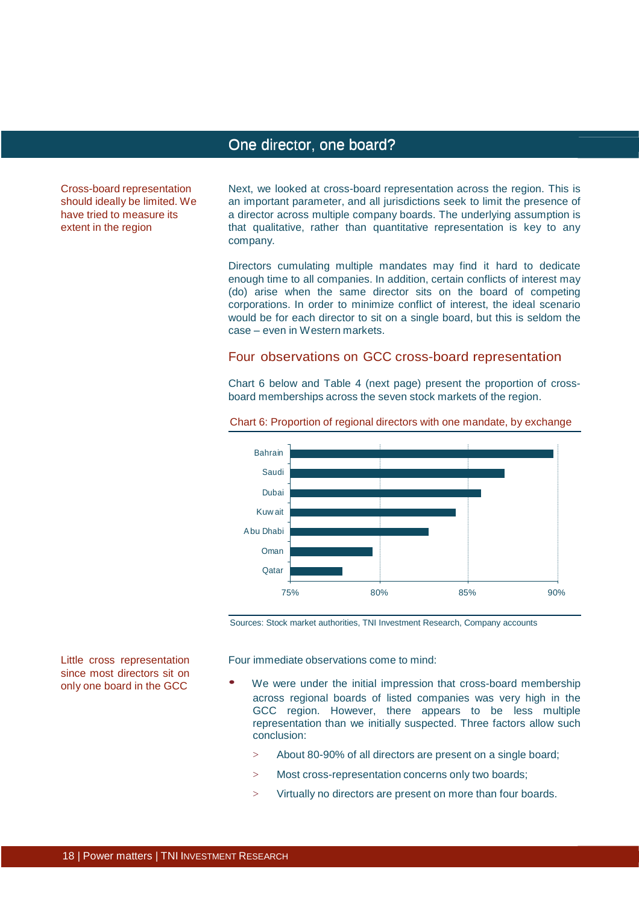## One director, one board?

Cross-board representation should ideally be limited. We have tried to measure its extent in the region

Next, we looked at cross-board representation across the region. This is an important parameter, and all jurisdictions seek to limit the presence of a director across multiple company boards. The underlying assumption is that qualitative, rather than quantitative representation is key to any company.

Directors cumulating multiple mandates may find it hard to dedicate enough time to all companies. In addition, certain conflicts of interest may (do) arise when the same director sits on the board of competing corporations. In order to minimize conflict of interest, the ideal scenario would be for each director to sit on a single board, but this is seldom the case – even in Western markets.

### Four observations on GCC cross-board representation

Chart 6 below and Table 4 (next page) present the proportion of cross-board memberships across the seven stock markets of the region.

Chart 6: Proportion of regional directors with one mandate, by exchange

| Exchange | Proportion (approx.) |
|---|---|
| Bahrain | ~90% |
| Saudi | ~87% |
| Dubai | ~86% |
| Kuwait | ~84% |
| Abu Dhabi | ~83% |
| Oman | ~80% |
| Qatar | ~78% |

Sources: Stock market authorities, TNI Investment Research, Company accounts

Little cross representation since most directors sit on only one board in the GCC

Four immediate observations come to mind:

- We were under the initial impression that cross-board membership across regional boards of listed companies was very high in the GCC region. However, there appears to be less multiple representation than we initially suspected. Three factors allow such conclusion:
  - About 80-90% of all directors are present on a single board;
  - Most cross-representation concerns only two boards;
  - Virtually no directors are present on more than four boards.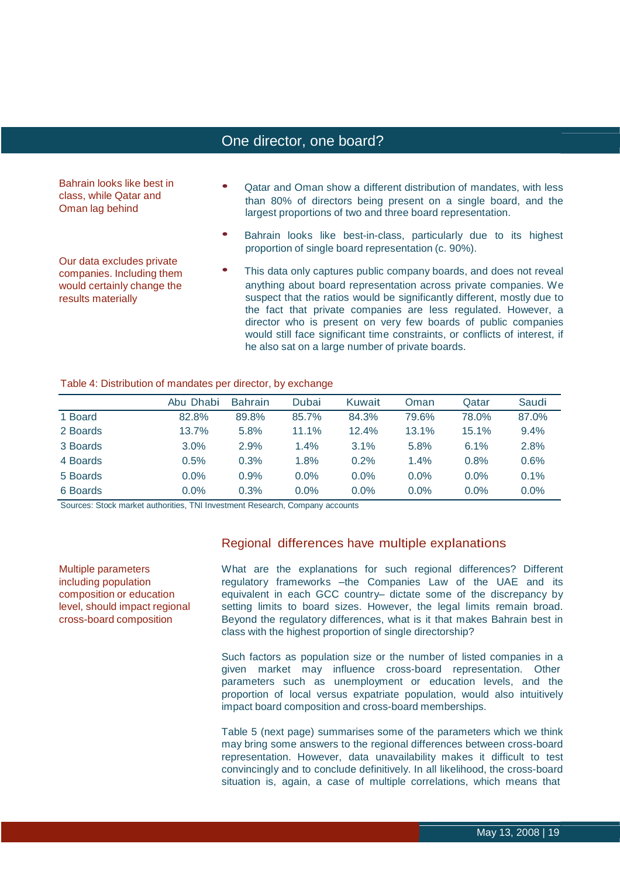## One director, one board?

Bahrain looks like best in class, while Qatar and Oman lag behind

- Qatar and Oman show a different distribution of mandates, with less than 80% of directors being present on a single board, and the largest proportions of two and three board representation.
- Bahrain looks like best-in-class, particularly due to its highest proportion of single board representation (c. 90%).

Our data excludes private companies. Including them would certainly change the results materially

- This data only captures public company boards, and does not reveal anything about board representation across private companies. We suspect that the ratios would be significantly different, mostly due to the fact that private companies are less regulated. However, a director who is present on very few boards of public companies would still face significant time constraints, or conflicts of interest, if he also sat on a large number of private boards.

Table 4: Distribution of mandates per director, by exchange

| | Abu Dhabi | Bahrain | Dubai | Kuwait | Oman | Qatar | Saudi |
|---|---|---|---|---|---|---|---|
| 1 Board | 82.8% | 89.8% | 85.7% | 84.3% | 79.6% | 78.0% | 87.0% |
| 2 Boards | 13.7% | 5.8% | 11.1% | 12.4% | 13.1% | 15.1% | 9.4% |
| 3 Boards | 3.0% | 2.9% | 1.4% | 3.1% | 5.8% | 6.1% | 2.8% |
| 4 Boards | 0.5% | 0.3% | 1.8% | 0.2% | 1.4% | 0.8% | 0.6% |
| 5 Boards | 0.0% | 0.9% | 0.0% | 0.0% | 0.0% | 0.0% | 0.1% |
| 6 Boards | 0.0% | 0.3% | 0.0% | 0.0% | 0.0% | 0.0% | 0.0% |

Sources: Stock market authorities, TNI Investment Research, Company accounts

### Regional differences have multiple explanations

Multiple parameters including population composition or education level, should impact regional cross-board composition

What are the explanations for such regional differences? Different regulatory frameworks –the Companies Law of the UAE and its equivalent in each GCC country– dictate some of the discrepancy by setting limits to board sizes. However, the legal limits remain broad. Beyond the regulatory differences, what is it that makes Bahrain best in class with the highest proportion of single directorship?

Such factors as population size or the number of listed companies in a given market may influence cross-board representation. Other parameters such as unemployment or education levels, and the proportion of local versus expatriate population, would also intuitively impact board composition and cross-board memberships.

Table 5 (next page) summarises some of the parameters which we think may bring some answers to the regional differences between cross-board representation. However, data unavailability makes it difficult to test convincingly and to conclude definitively. In all likelihood, the cross-board situation is, again, a case of multiple correlations, which means that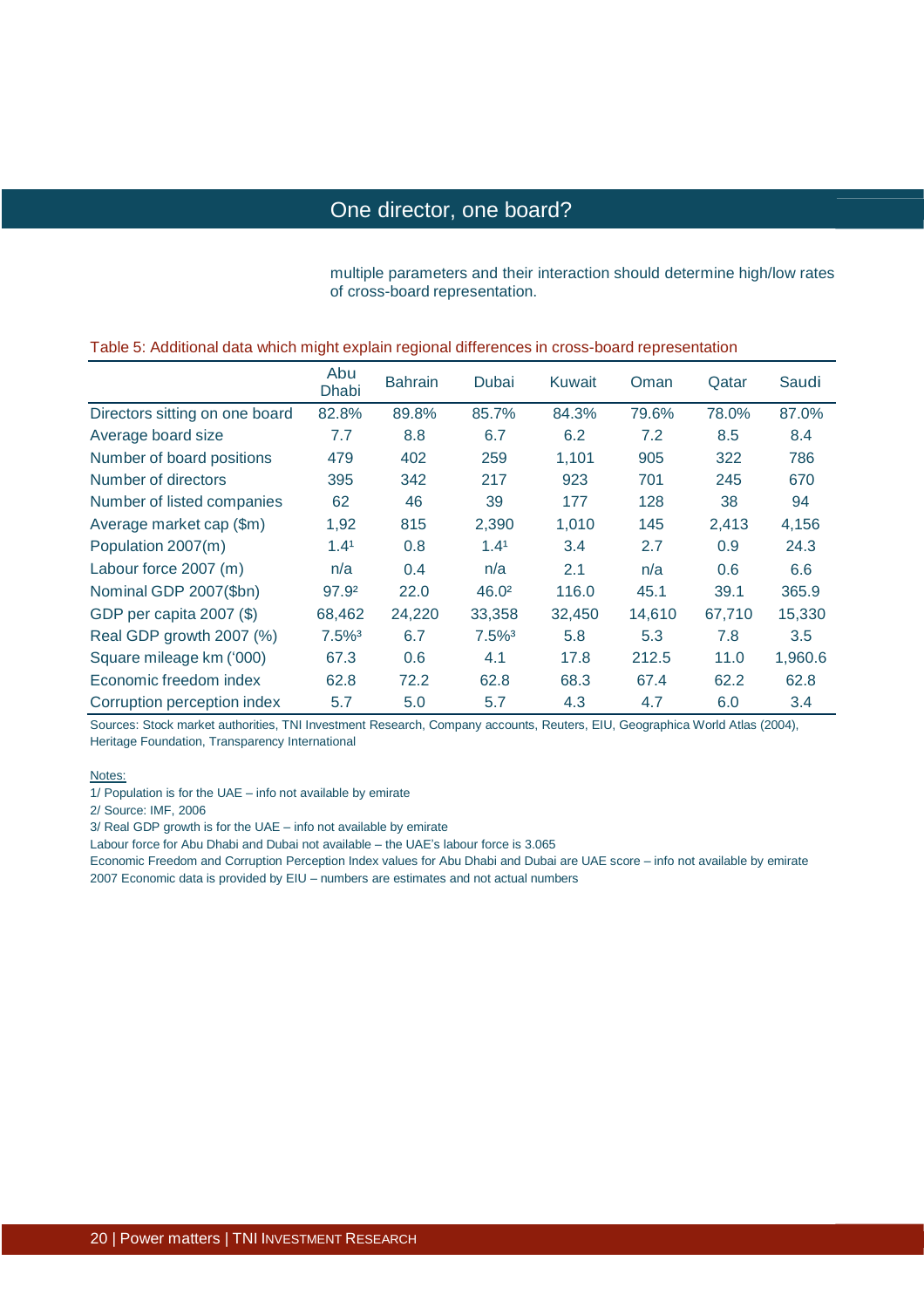multiple parameters and their interaction should determine high/low rates of cross-board representation.

Table 5: Additional data which might explain regional differences in cross-board representation

| | Abu Dhabi | Bahrain | Dubai | Kuwait | Oman | Qatar | Saudi |
|---|---|---|---|---|---|---|---|
| Directors sitting on one board | 82.8% | 89.8% | 85.7% | 84.3% | 79.6% | 78.0% | 87.0% |
| Average board size | 7.7 | 8.8 | 6.7 | 6.2 | 7.2 | 8.5 | 8.4 |
| Number of board positions | 479 | 402 | 259 | 1,101 | 905 | 322 | 786 |
| Number of directors | 395 | 342 | 217 | 923 | 701 | 245 | 670 |
| Number of listed companies | 62 | 46 | 39 | 177 | 128 | 38 | 94 |
| Average market cap ($m) | 1,92 | 815 | 2,390 | 1,010 | 145 | 2,413 | 4,156 |
| Population 2007(m) | 1.4[1] | 0.8 | 1.4[1] | 3.4 | 2.7 | 0.9 | 24.3 |
| Labour force 2007 (m) | n/a | 0.4 | n/a | 2.1 | n/a | 0.6 | 6.6 |
| Nominal GDP 2007($bn) | 97.9[2] | 22.0 | 46.0[2] | 116.0 | 45.1 | 39.1 | 365.9 |
| GDP per capita 2007 ($) | 68,462 | 24,220 | 33,358 | 32,450 | 14,610 | 67,710 | 15,330 |
| Real GDP growth 2007 (%) | 7.5%[3] | 6.7 | 7.5%[3] | 5.8 | 5.3 | 7.8 | 3.5 |
| Square mileage km ('000) | 67.3 | 0.6 | 4.1 | 17.8 | 212.5 | 11.0 | 1,960.6 |
| Economic freedom index | 62.8 | 72.2 | 62.8 | 68.3 | 67.4 | 62.2 | 62.8 |
| Corruption perception index | 5.7 | 5.0 | 5.7 | 4.3 | 4.7 | 6.0 | 3.4 |

Sources: Stock market authorities, TNI Investment Research, Company accounts, Reuters, EIU, Geographica World Atlas (2004), Heritage Foundation, Transparency International

Notes:

1/ Population is for the UAE – info not available by emirate

2/ Source: IMF, 2006

3/ Real GDP growth is for the UAE – info not available by emirate

Labour force for Abu Dhabi and Dubai not available – the UAE's labour force is 3.065

Economic Freedom and Corruption Perception Index values for Abu Dhabi and Dubai are UAE score – info not available by emirate

2007 Economic data is provided by EIU – numbers are estimates and not actual numbers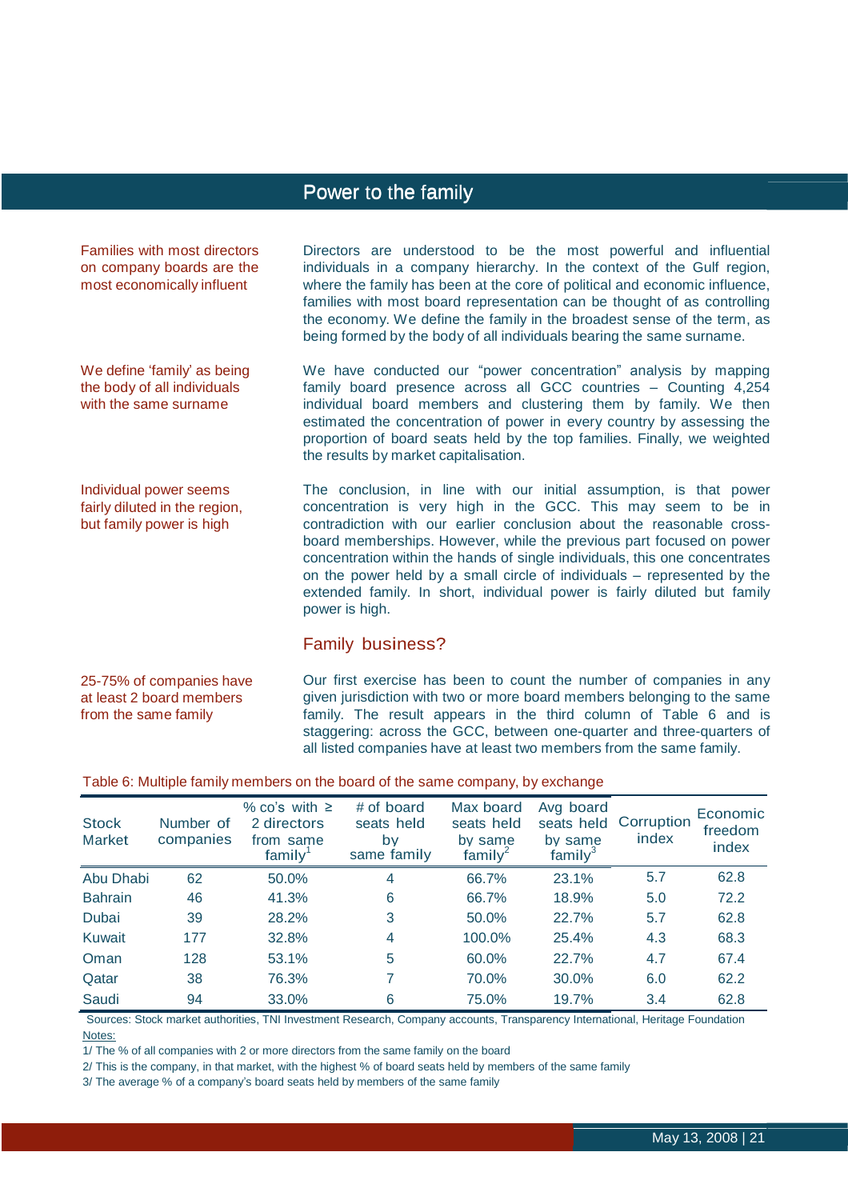## Power to the family

Families with most directors on company boards are the most economically influent

Directors are understood to be the most powerful and influential individuals in a company hierarchy. In the context of the Gulf region, where the family has been at the core of political and economic influence, families with most board representation can be thought of as controlling the economy. We define the family in the broadest sense of the term, as being formed by the body of all individuals bearing the same surname.

We define 'family' as being the body of all individuals with the same surname

We have conducted our "power concentration" analysis by mapping family board presence across all GCC countries – Counting 4,254 individual board members and clustering them by family. We then estimated the concentration of power in every country by assessing the proportion of board seats held by the top families. Finally, we weighted the results by market capitalisation.

Individual power seems fairly diluted in the region, but family power is high

The conclusion, in line with our initial assumption, is that power concentration is very high in the GCC. This may seem to be in contradiction with our earlier conclusion about the reasonable cross-board memberships. However, while the previous part focused on power concentration within the hands of single individuals, this one concentrates on the power held by a small circle of individuals – represented by the extended family. In short, individual power is fairly diluted but family power is high.

### Family business?

25-75% of companies have at least 2 board members from the same family

Our first exercise has been to count the number of companies in any given jurisdiction with two or more board members belonging to the same family. The result appears in the third column of Table 6 and is staggering: across the GCC, between one-quarter and three-quarters of all listed companies have at least two members from the same family.

Table 6: Multiple family members on the board of the same company, by exchange

| Stock Market | Number of companies | % co's with ≥ 2 directors from same family[1] | # of board seats held by same family | Max board seats held by same family[2] | Avg board seats held by same family[3] | Corruption index | Economic freedom index |
|---|---|---|---|---|---|---|---|
| Abu Dhabi | 62 | 50.0% | 4 | 66.7% | 23.1% | 5.7 | 62.8 |
| Bahrain | 46 | 41.3% | 6 | 66.7% | 18.9% | 5.0 | 72.2 |
| Dubai | 39 | 28.2% | 3 | 50.0% | 22.7% | 5.7 | 62.8 |
| Kuwait | 177 | 32.8% | 4 | 100.0% | 25.4% | 4.3 | 68.3 |
| Oman | 128 | 53.1% | 5 | 60.0% | 22.7% | 4.7 | 67.4 |
| Qatar | 38 | 76.3% | 7 | 70.0% | 30.0% | 6.0 | 62.2 |
| Saudi | 94 | 33.0% | 6 | 75.0% | 19.7% | 3.4 | 62.8 |

Sources: Stock market authorities, TNI Investment Research, Company accounts, Transparency International, Heritage Foundation

Notes:

1/ The % of all companies with 2 or more directors from the same family on the board

2/ This is the company, in that market, with the highest % of board seats held by members of the same family

3/ The average % of a company's board seats held by members of the same family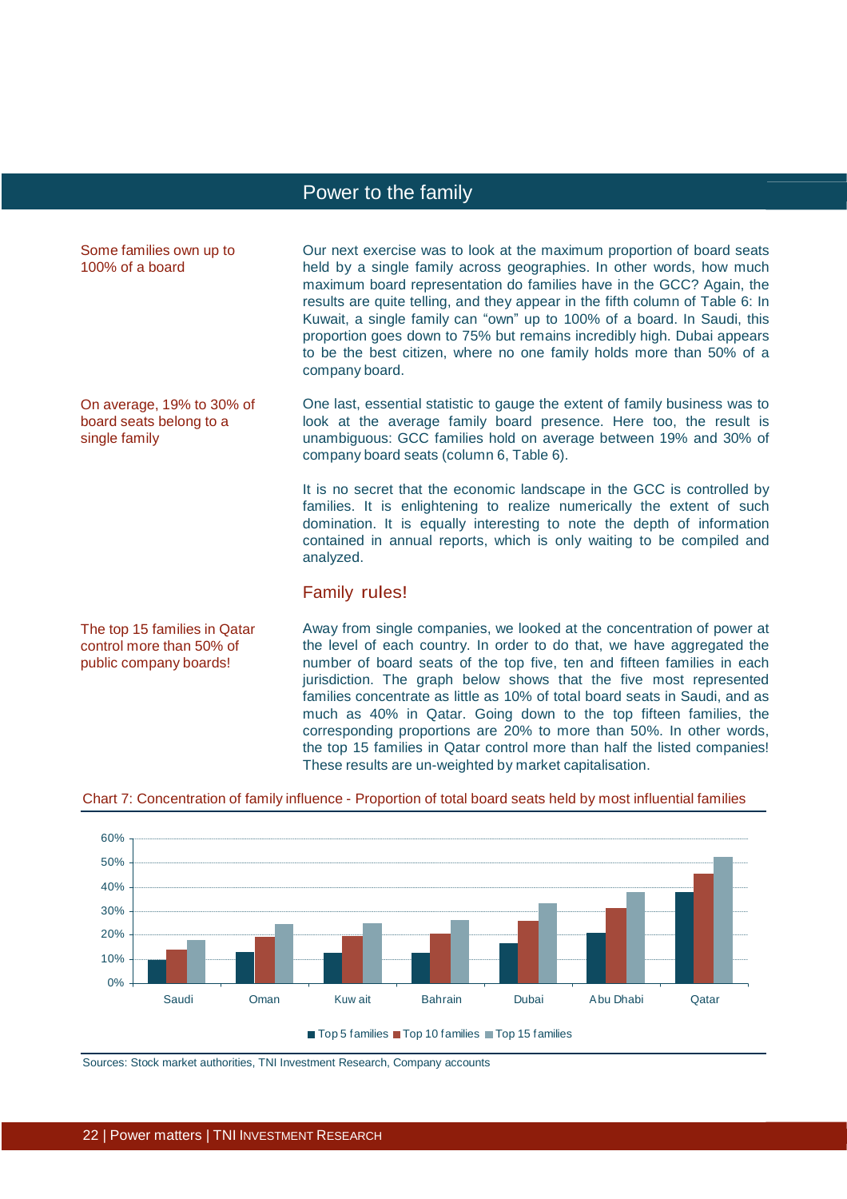## Power to the family

Some families own up to 100% of a board

Our next exercise was to look at the maximum proportion of board seats held by a single family across geographies. In other words, how much maximum board representation do families have in the GCC? Again, the results are quite telling, and they appear in the fifth column of Table 6: In Kuwait, a single family can "own" up to 100% of a board. In Saudi, this proportion goes down to 75% but remains incredibly high. Dubai appears to be the best citizen, where no one family holds more than 50% of a company board.

On average, 19% to 30% of board seats belong to a single family

One last, essential statistic to gauge the extent of family business was to look at the average family board presence. Here too, the result is unambiguous: GCC families hold on average between 19% and 30% of company board seats (column 6, Table 6).

It is no secret that the economic landscape in the GCC is controlled by families. It is enlightening to realize numerically the extent of such domination. It is equally interesting to note the depth of information contained in annual reports, which is only waiting to be compiled and analyzed.

### Family rules!

The top 15 families in Qatar control more than 50% of public company boards!

Away from single companies, we looked at the concentration of power at the level of each country. In order to do that, we have aggregated the number of board seats of the top five, ten and fifteen families in each jurisdiction. The graph below shows that the five most represented families concentrate as little as 10% of total board seats in Saudi, and as much as 40% in Qatar. Going down to the top fifteen families, the corresponding proportions are 20% to more than 50%. In other words, the top 15 families in Qatar control more than half the listed companies! These results are un-weighted by market capitalisation.

Chart 7: Concentration of family influence - Proportion of total board seats held by most influential families

| | Top 5 families | Top 10 families | Top 15 families |
|---|---|---|---|
| Saudi | ~10% | ~14% | ~18% |
| Oman | ~13% | ~19% | ~25% |
| Kuwait | ~13% | ~20% | ~25% |
| Bahrain | ~13% | ~21% | ~26% |
| Dubai | ~17% | ~26% | ~33% |
| Abu Dhabi | ~21% | ~31% | ~38% |
| Qatar | ~38% | ~45% | ~52% |

Sources: Stock market authorities, TNI Investment Research, Company accounts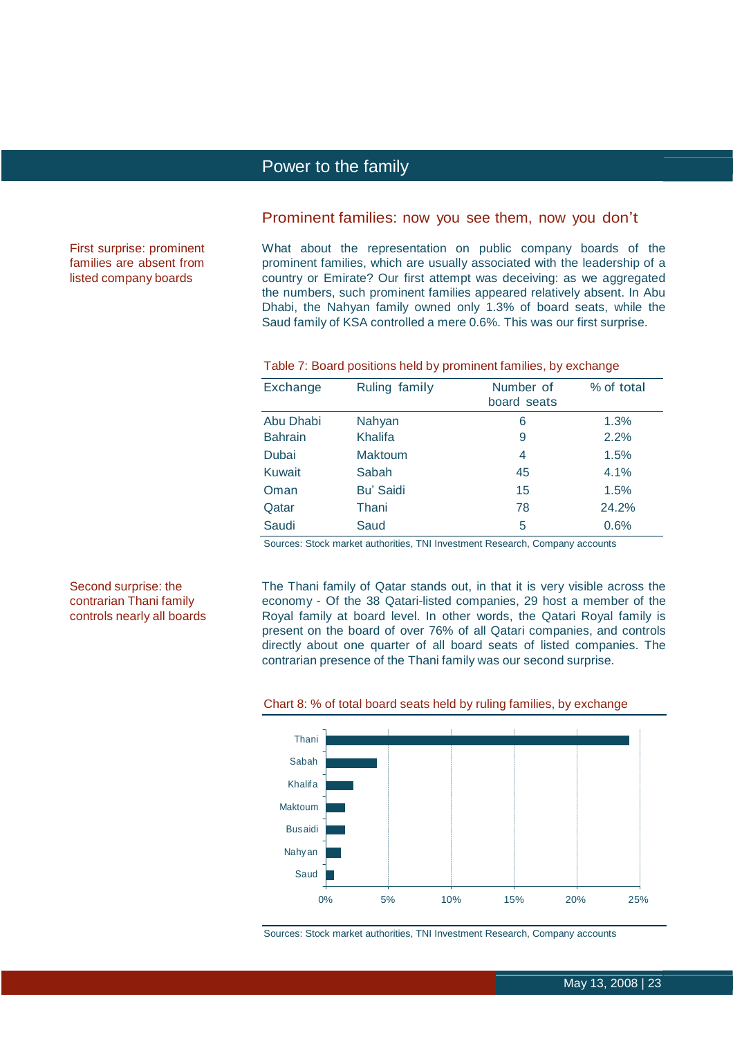# Power to the family

## Prominent families: now you see them, now you don't

First surprise: prominent families are absent from listed company boards

What about the representation on public company boards of the prominent families, which are usually associated with the leadership of a country or Emirate? Our first attempt was deceiving: as we aggregated the numbers, such prominent families appeared relatively absent. In Abu Dhabi, the Nahyan family owned only 1.3% of board seats, while the Saud family of KSA controlled a mere 0.6%. This was our first surprise.

Table 7: Board positions held by prominent families, by exchange

| Exchange | Ruling family | Number of board seats | % of total |
|---|---|---|---|
| Abu Dhabi | Nahyan | 6 | 1.3% |
| Bahrain | Khalifa | 9 | 2.2% |
| Dubai | Maktoum | 4 | 1.5% |
| Kuwait | Sabah | 45 | 4.1% |
| Oman | Bu' Saidi | 15 | 1.5% |
| Qatar | Thani | 78 | 24.2% |
| Saudi | Saud | 5 | 0.6% |

Sources: Stock market authorities, TNI Investment Research, Company accounts

Second surprise: the contrarian Thani family controls nearly all boards

The Thani family of Qatar stands out, in that it is very visible across the economy - Of the 38 Qatari-listed companies, 29 host a member of the Royal family at board level. In other words, the Qatari Royal family is present on the board of over 76% of all Qatari companies, and controls directly about one quarter of all board seats of listed companies. The contrarian presence of the Thani family was our second surprise.

Chart 8: % of total board seats held by ruling families, by exchange

| Family | % of total board seats |
|---|---|
| Thani | 24.2% |
| Sabah | 4.1% |
| Khalifa | 2.2% |
| Maktoum | 1.5% |
| Busaidi | 1.5% |
| Nahyan | 1.3% |
| Saud | 0.6% |

Sources: Stock market authorities, TNI Investment Research, Company accounts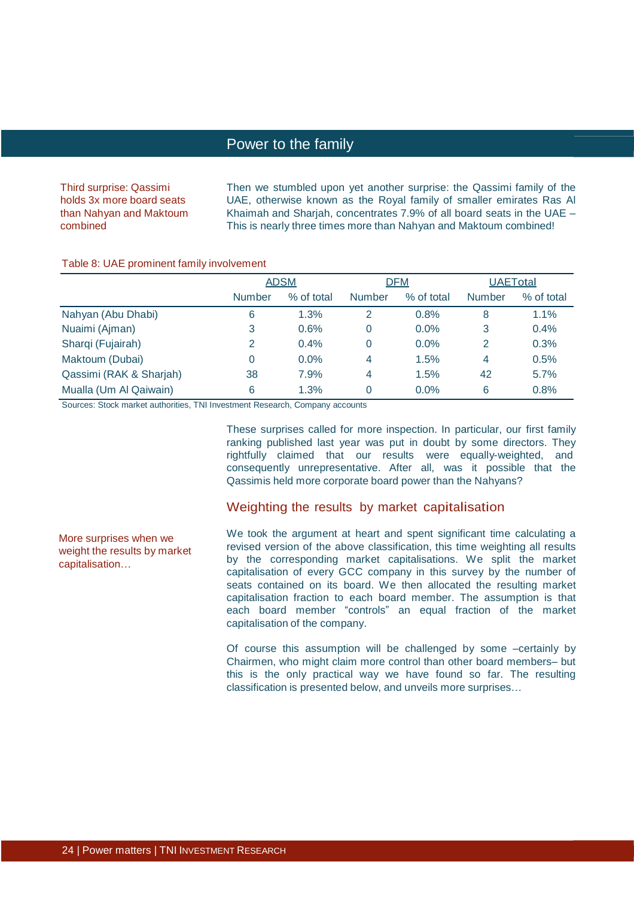# Power to the family

Third surprise: Qassimi holds 3x more board seats than Nahyan and Maktoum combined

Then we stumbled upon yet another surprise: the Qassimi family of the UAE, otherwise known as the Royal family of smaller emirates Ras Al Khaimah and Sharjah, concentrates 7.9% of all board seats in the UAE – This is nearly three times more than Nahyan and Maktoum combined!

Table 8: UAE prominent family involvement

| | ADSM | | DFM | | UAETotal | |
|---|---|---|---|---|---|---|
| | Number | % of total | Number | % of total | Number | % of total |
| Nahyan (Abu Dhabi) | 6 | 1.3% | 2 | 0.8% | 8 | 1.1% |
| Nuaimi (Ajman) | 3 | 0.6% | 0 | 0.0% | 3 | 0.4% |
| Sharqi (Fujairah) | 2 | 0.4% | 0 | 0.0% | 2 | 0.3% |
| Maktoum (Dubai) | 0 | 0.0% | 4 | 1.5% | 4 | 0.5% |
| Qassimi (RAK & Sharjah) | 38 | 7.9% | 4 | 1.5% | 42 | 5.7% |
| Mualla (Um Al Qaiwain) | 6 | 1.3% | 0 | 0.0% | 6 | 0.8% |

Sources: Stock market authorities, TNI Investment Research, Company accounts

These surprises called for more inspection. In particular, our first family ranking published last year was put in doubt by some directors. They rightfully claimed that our results were equally-weighted, and consequently unrepresentative. After all, was it possible that the Qassimis held more corporate board power than the Nahyans?

## Weighting the results by market capitalisation

More surprises when we weight the results by market capitalisation…

We took the argument at heart and spent significant time calculating a revised version of the above classification, this time weighting all results by the corresponding market capitalisations. We split the market capitalisation of every GCC company in this survey by the number of seats contained on its board. We then allocated the resulting market capitalisation fraction to each board member. The assumption is that each board member "controls" an equal fraction of the market capitalisation of the company.

Of course this assumption will be challenged by some –certainly by Chairmen, who might claim more control than other board members– but this is the only practical way we have found so far. The resulting classification is presented below, and unveils more surprises…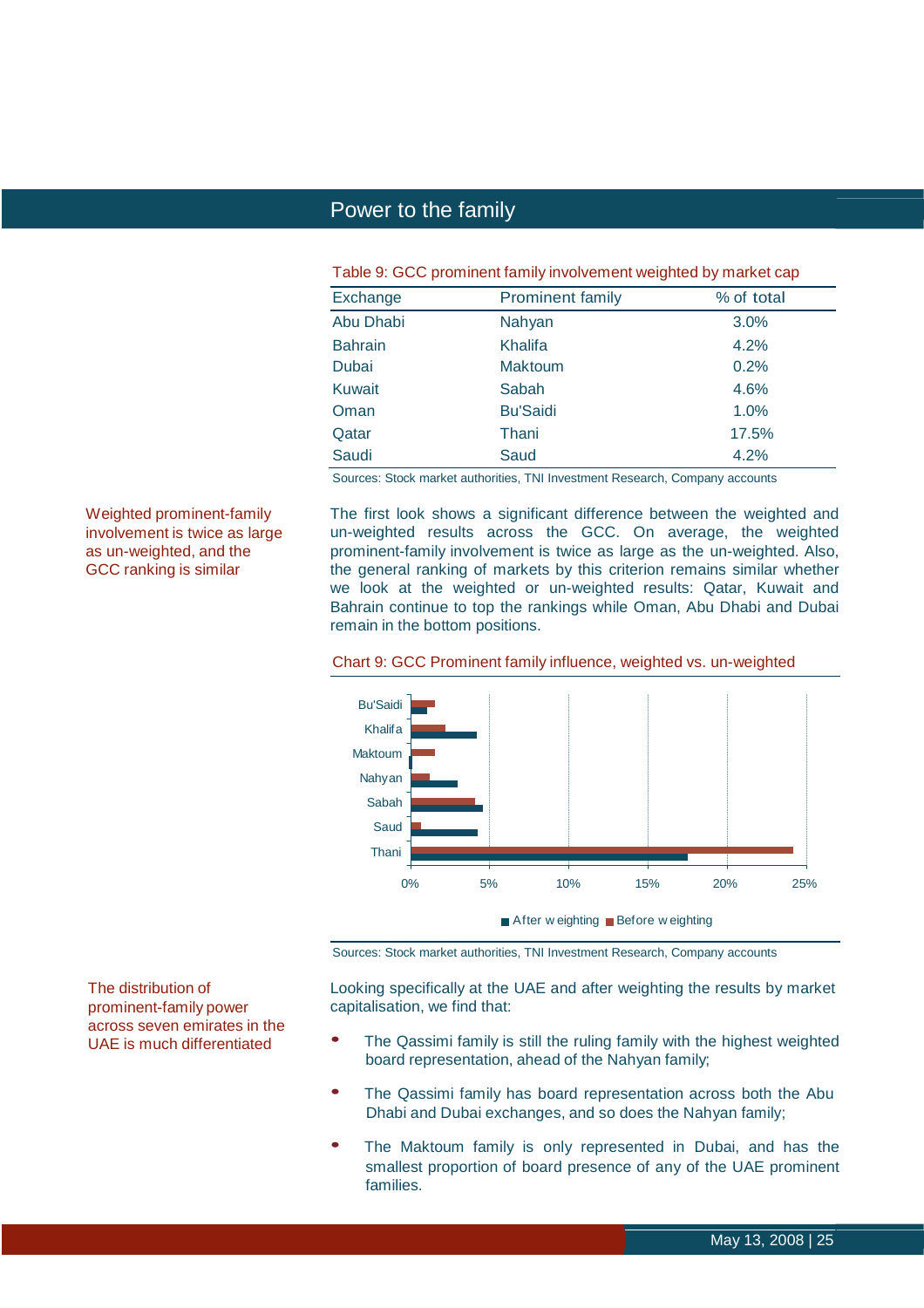## Power to the family

Table 9: GCC prominent family involvement weighted by market cap

| Exchange | Prominent family | % of total |
|---|---|---|
| Abu Dhabi | Nahyan | 3.0% |
| Bahrain | Khalifa | 4.2% |
| Dubai | Maktoum | 0.2% |
| Kuwait | Sabah | 4.6% |
| Oman | Bu'Saidi | 1.0% |
| Qatar | Thani | 17.5% |
| Saudi | Saud | 4.2% |

Sources: Stock market authorities, TNI Investment Research, Company accounts

Weighted prominent-family involvement is twice as large as un-weighted, and the GCC ranking is similar

The first look shows a significant difference between the weighted and un-weighted results across the GCC. On average, the weighted prominent-family involvement is twice as large as the un-weighted. Also, the general ranking of markets by this criterion remains similar whether we look at the weighted or un-weighted results: Qatar, Kuwait and Bahrain continue to top the rankings while Oman, Abu Dhabi and Dubai remain in the bottom positions.

Chart 9: GCC Prominent family influence, weighted vs. un-weighted

Bu'Saidi, Khalifa, Maktoum, Nahyan, Sabah, Saud, Thani

0%, 5%, 10%, 15%, 20%, 25%

After weighting, Before weighting

Sources: Stock market authorities, TNI Investment Research, Company accounts

The distribution of prominent-family power across seven emirates in the UAE is much differentiated

Looking specifically at the UAE and after weighting the results by market capitalisation, we find that:

- The Qassimi family is still the ruling family with the highest weighted board representation, ahead of the Nahyan family;
- The Qassimi family has board representation across both the Abu Dhabi and Dubai exchanges, and so does the Nahyan family;
- The Maktoum family is only represented in Dubai, and has the smallest proportion of board presence of any of the UAE prominent families.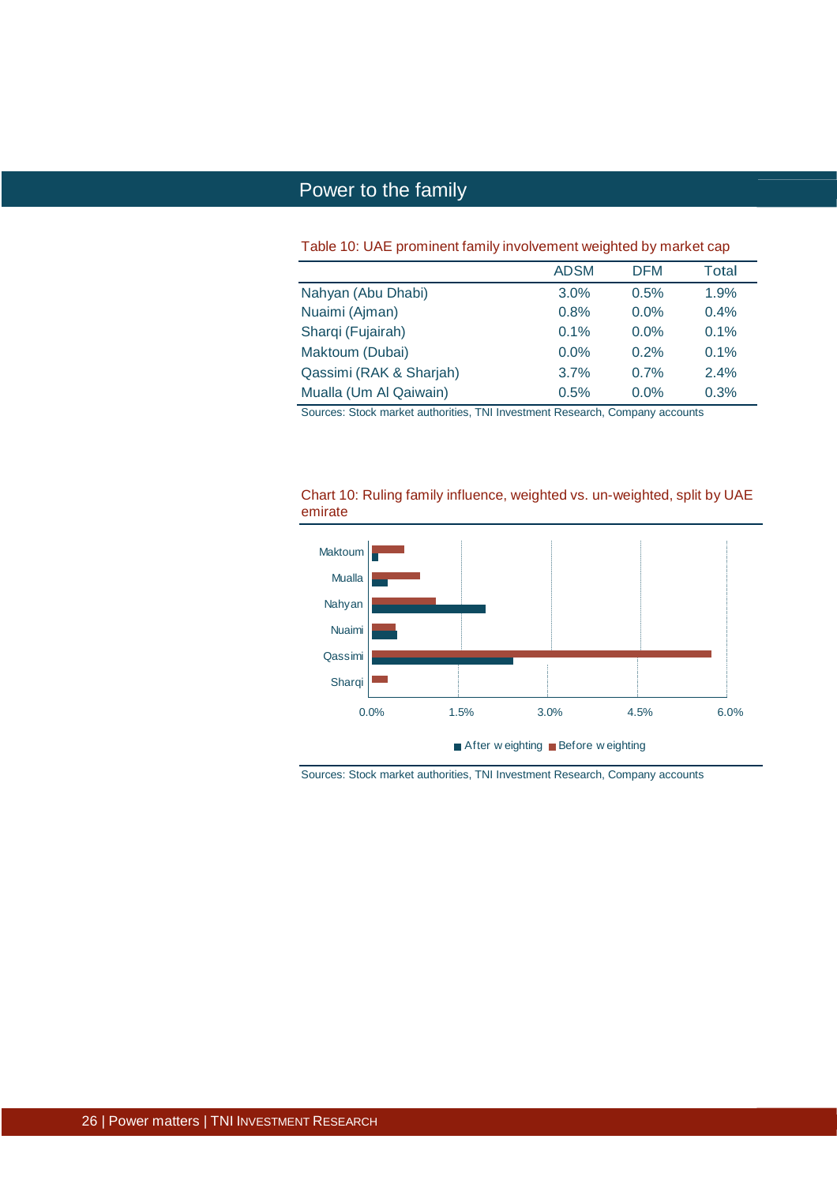## Power to the family

Table 10: UAE prominent family involvement weighted by market cap

| | ADSM | DFM | Total |
|---|---|---|---|
| Nahyan (Abu Dhabi) | 3.0% | 0.5% | 1.9% |
| Nuaimi (Ajman) | 0.8% | 0.0% | 0.4% |
| Sharqi (Fujairah) | 0.1% | 0.0% | 0.1% |
| Maktoum (Dubai) | 0.0% | 0.2% | 0.1% |
| Qassimi (RAK & Sharjah) | 3.7% | 0.7% | 2.4% |
| Mualla (Um Al Qaiwain) | 0.5% | 0.0% | 0.3% |

Sources: Stock market authorities, TNI Investment Research, Company accounts

Chart 10: Ruling family influence, weighted vs. un-weighted, split by UAE emirate

Maktoum, Mualla, Nahyan, Nuaimi, Qassimi, Sharqi

0.0% 1.5% 3.0% 4.5% 6.0%

After weighting | Before weighting

Sources: Stock market authorities, TNI Investment Research, Company accounts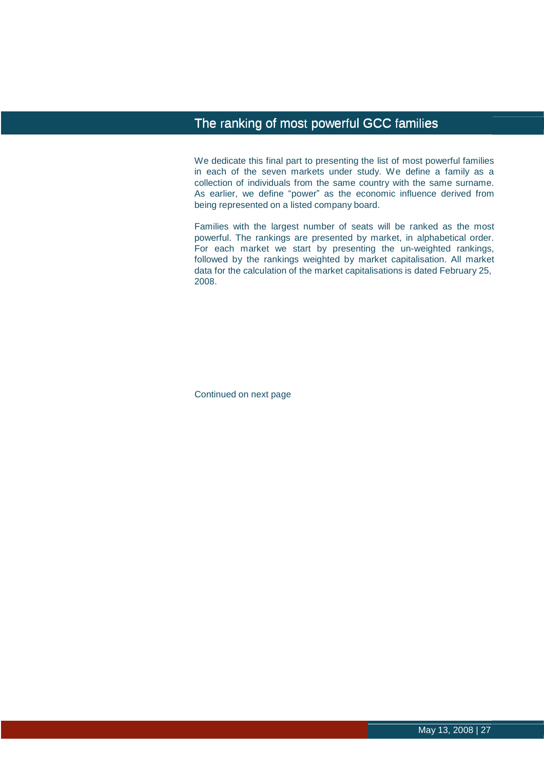# The ranking of most powerful GCC families

We dedicate this final part to presenting the list of most powerful families in each of the seven markets under study. We define a family as a collection of individuals from the same country with the same surname. As earlier, we define "power" as the economic influence derived from being represented on a listed company board.

Families with the largest number of seats will be ranked as the most powerful. The rankings are presented by market, in alphabetical order. For each market we start by presenting the un-weighted rankings, followed by the rankings weighted by market capitalisation. All market data for the calculation of the market capitalisations is dated February 25, 2008.

Continued on next page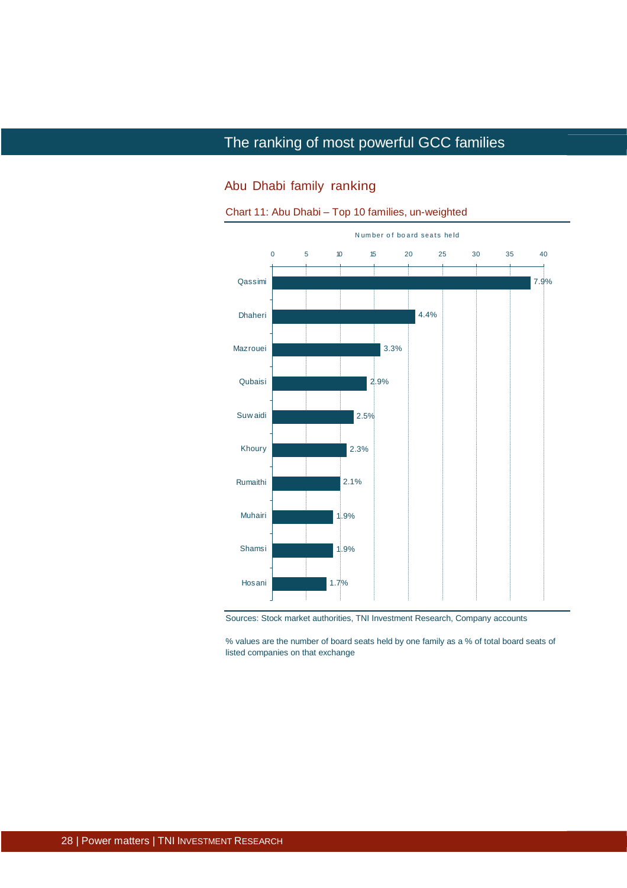# The ranking of most powerful GCC families

## Abu Dhabi family ranking

Chart 11: Abu Dhabi – Top 10 families, un-weighted

Number of board seats held

| Family | Share of board seats |
|---|---|
| Qassimi | 7.9% |
| Dhaheri | 4.4% |
| Mazrouei | 3.3% |
| Qubaisi | 2.9% |
| Suwaidi | 2.5% |
| Khoury | 2.3% |
| Rumaithi | 2.1% |
| Muhairi | 1.9% |
| Shamsi | 1.9% |
| Hosani | 1.7% |

Sources: Stock market authorities, TNI Investment Research, Company accounts

% values are the number of board seats held by one family as a % of total board seats of listed companies on that exchange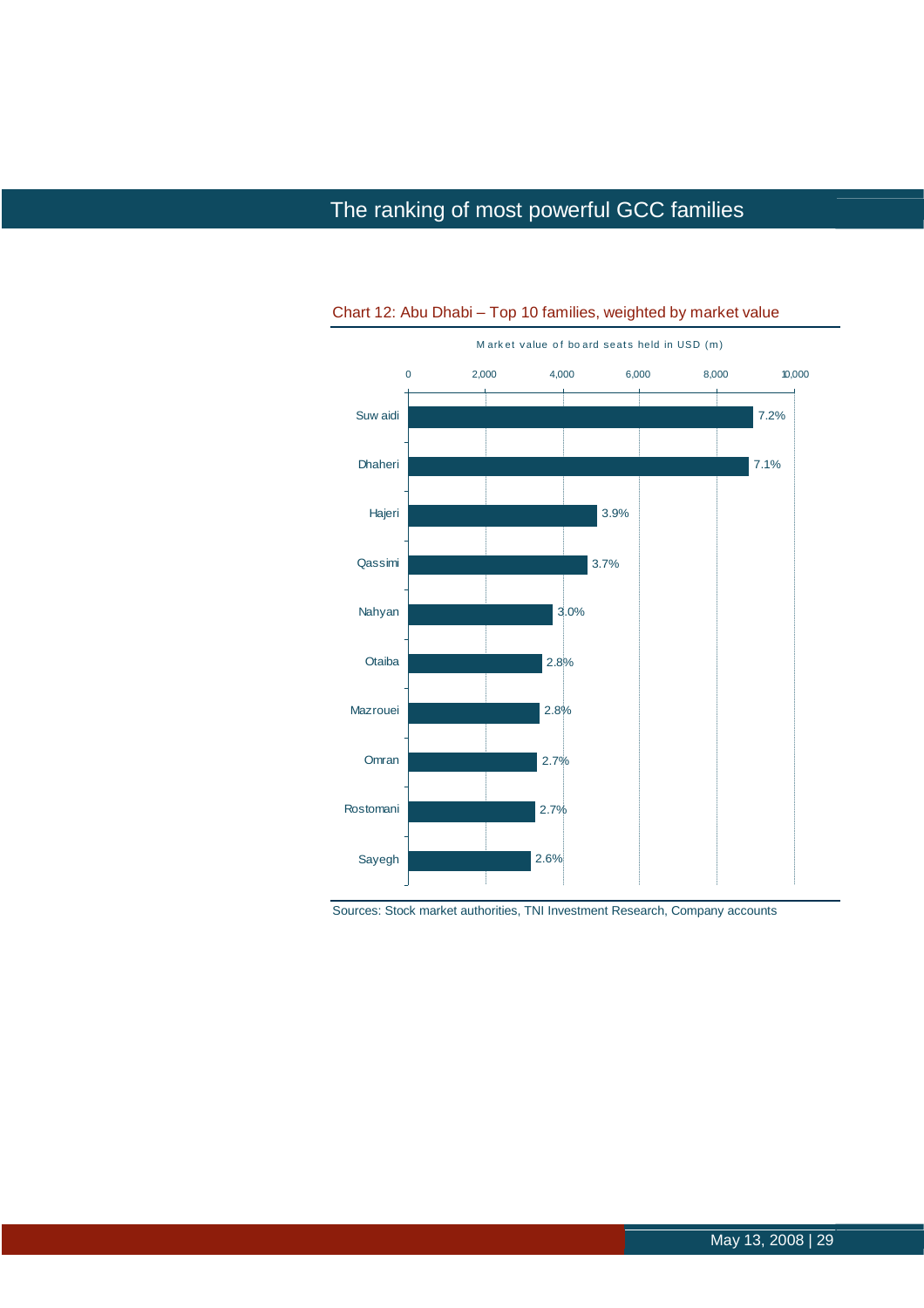Chart 12: Abu Dhabi – Top 10 families, weighted by market value

Market value of board seats held in USD (m)

| Family | Share |
|---|---|
| Suwaidi | 7.2% |
| Dhaheri | 7.1% |
| Hajeri | 3.9% |
| Qassimi | 3.7% |
| Nahyan | 3.0% |
| Otaiba | 2.8% |
| Mazrouei | 2.8% |
| Omran | 2.7% |
| Rostomani | 2.7% |
| Sayegh | 2.6% |

Sources: Stock market authorities, TNI Investment Research, Company accounts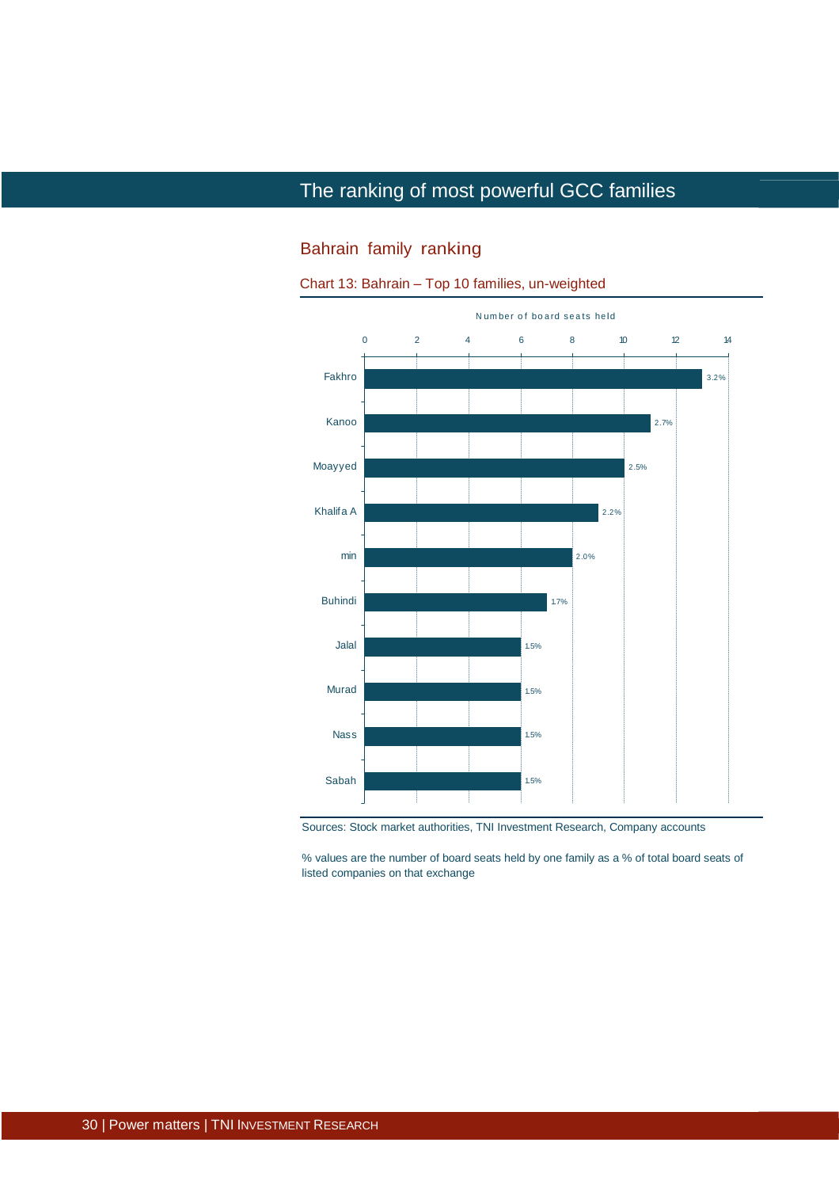# The ranking of most powerful GCC families

## Bahrain family ranking

Chart 13: Bahrain – Top 10 families, un-weighted

| Family | Number of board seats held | % |
|---|---|---|
| Fakhro | 13 | 3.2% |
| Kanoo | 11 | 2.7% |
| Moayyed | 10 | 2.5% |
| Khalifa A | 9 | 2.2% |
| min | 8 | 2.0% |
| Buhindi | 7 | 1.7% |
| Jalal | 6 | 1.5% |
| Murad | 6 | 1.5% |
| Nass | 6 | 1.5% |
| Sabah | 6 | 1.5% |

Sources: Stock market authorities, TNI Investment Research, Company accounts

% values are the number of board seats held by one family as a % of total board seats of listed companies on that exchange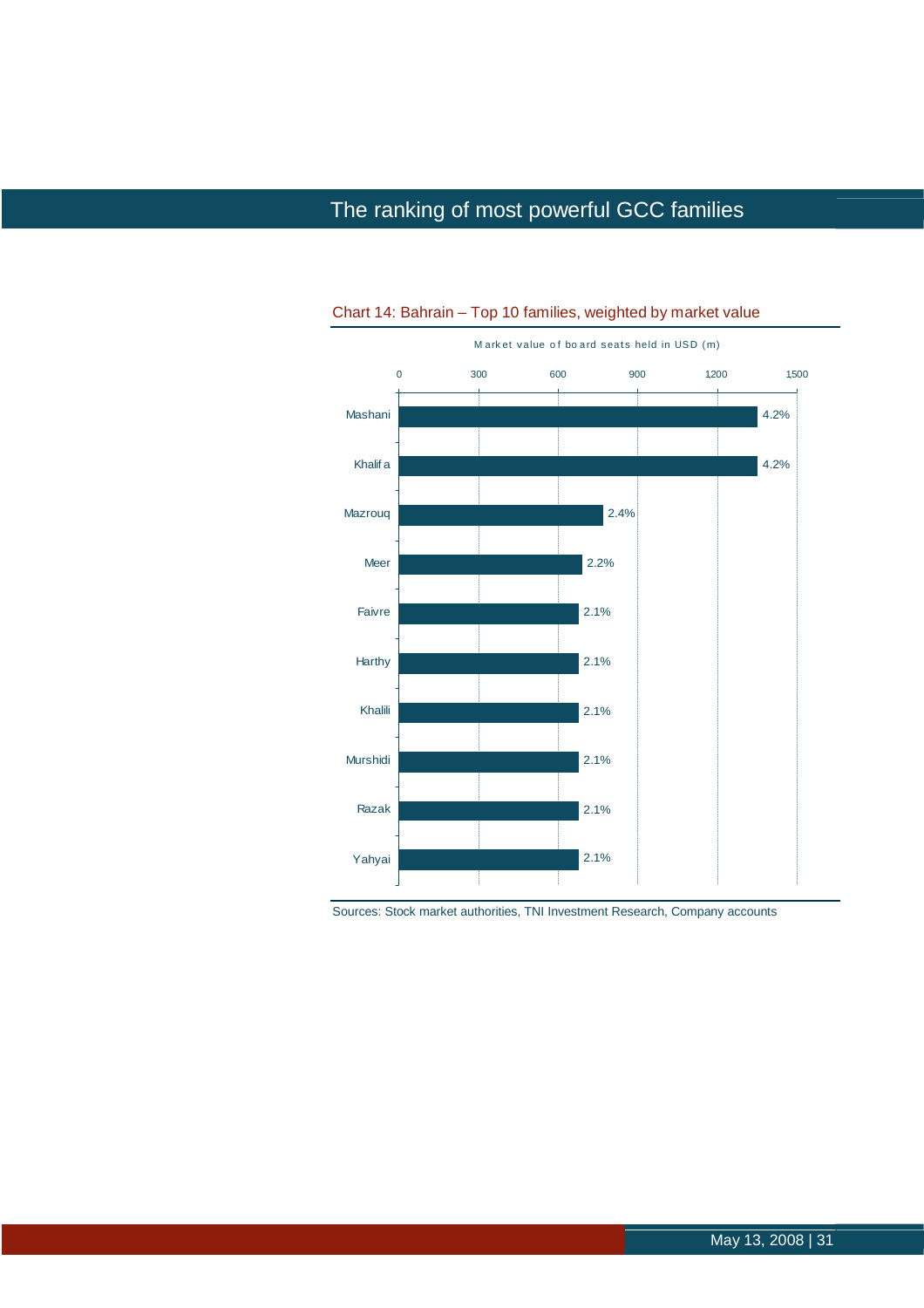# The ranking of most powerful GCC families

Chart 14: Bahrain – Top 10 families, weighted by market value

Market value of board seats held in USD (m)

| Family | Share |
|---|---|
| Mashani | 4.2% |
| Khalifa | 4.2% |
| Mazrouq | 2.4% |
| Meer | 2.2% |
| Faivre | 2.1% |
| Harthy | 2.1% |
| Khalili | 2.1% |
| Murshidi | 2.1% |
| Razak | 2.1% |
| Yahyai | 2.1% |

Sources: Stock market authorities, TNI Investment Research, Company accounts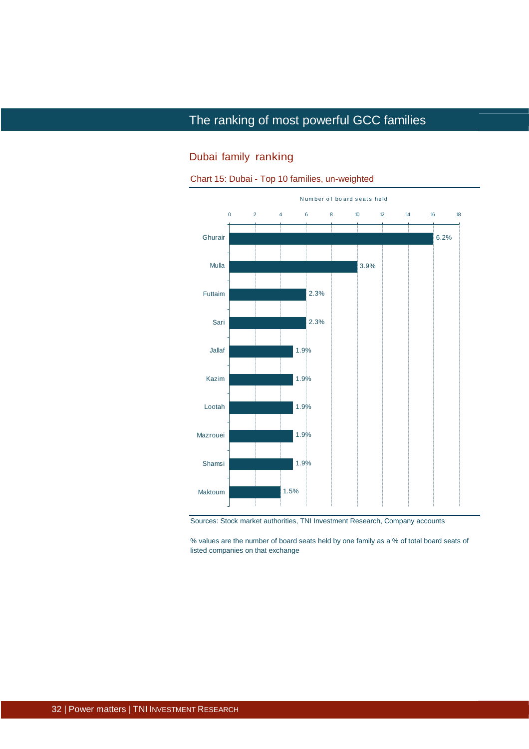# The ranking of most powerful GCC families

## Dubai family ranking

Chart 15: Dubai - Top 10 families, un-weighted

| Family | Number of board seats held | % |
|---|---|---|
| Ghurair | 16 | 6.2% |
| Mulla | 10 | 3.9% |
| Futtaim | 6 | 2.3% |
| Sari | 6 | 2.3% |
| Jallaf | 5 | 1.9% |
| Kazim | 5 | 1.9% |
| Lootah | 5 | 1.9% |
| Mazrouei | 5 | 1.9% |
| Shamsi | 5 | 1.9% |
| Maktoum | 4 | 1.5% |

Sources: Stock market authorities, TNI Investment Research, Company accounts

% values are the number of board seats held by one family as a % of total board seats of listed companies on that exchange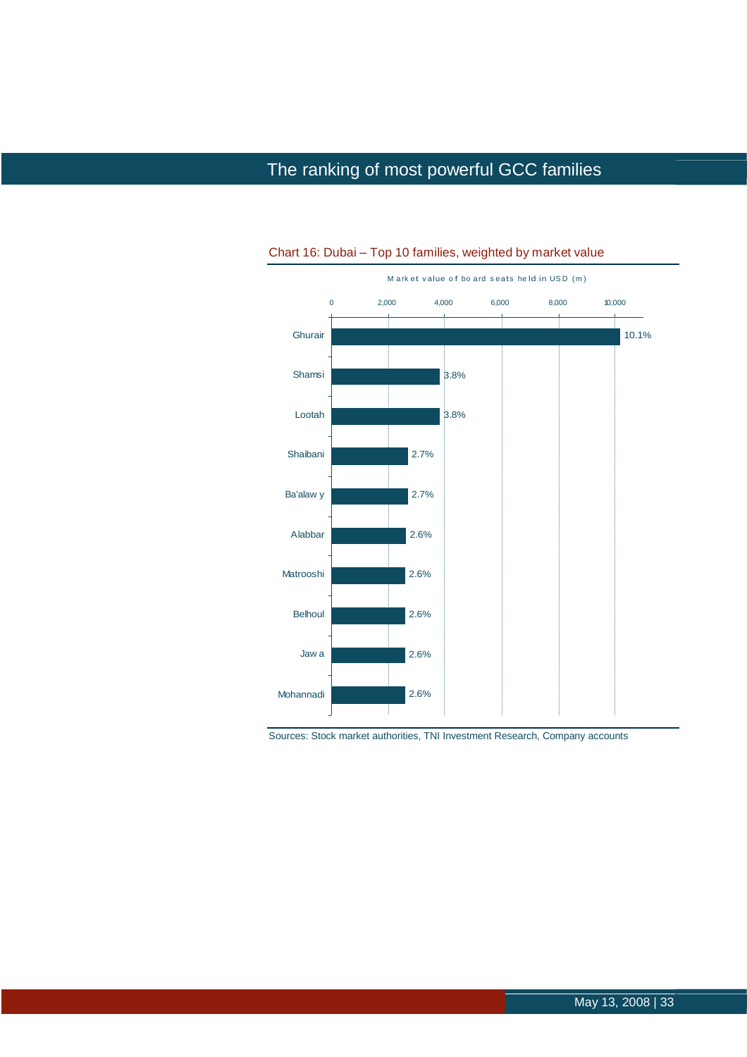# The ranking of most powerful GCC families

Chart 16: Dubai – Top 10 families, weighted by market value

Market value of board seats held in USD (m)

| Family | Share |
|---|---|
| Ghurair | 10.1% |
| Shamsi | 3.8% |
| Lootah | 3.8% |
| Shaibani | 2.7% |
| Ba'alawy | 2.7% |
| Alabbar | 2.6% |
| Matrooshi | 2.6% |
| Belhoul | 2.6% |
| Jawa | 2.6% |
| Mohannadi | 2.6% |

Sources: Stock market authorities, TNI Investment Research, Company accounts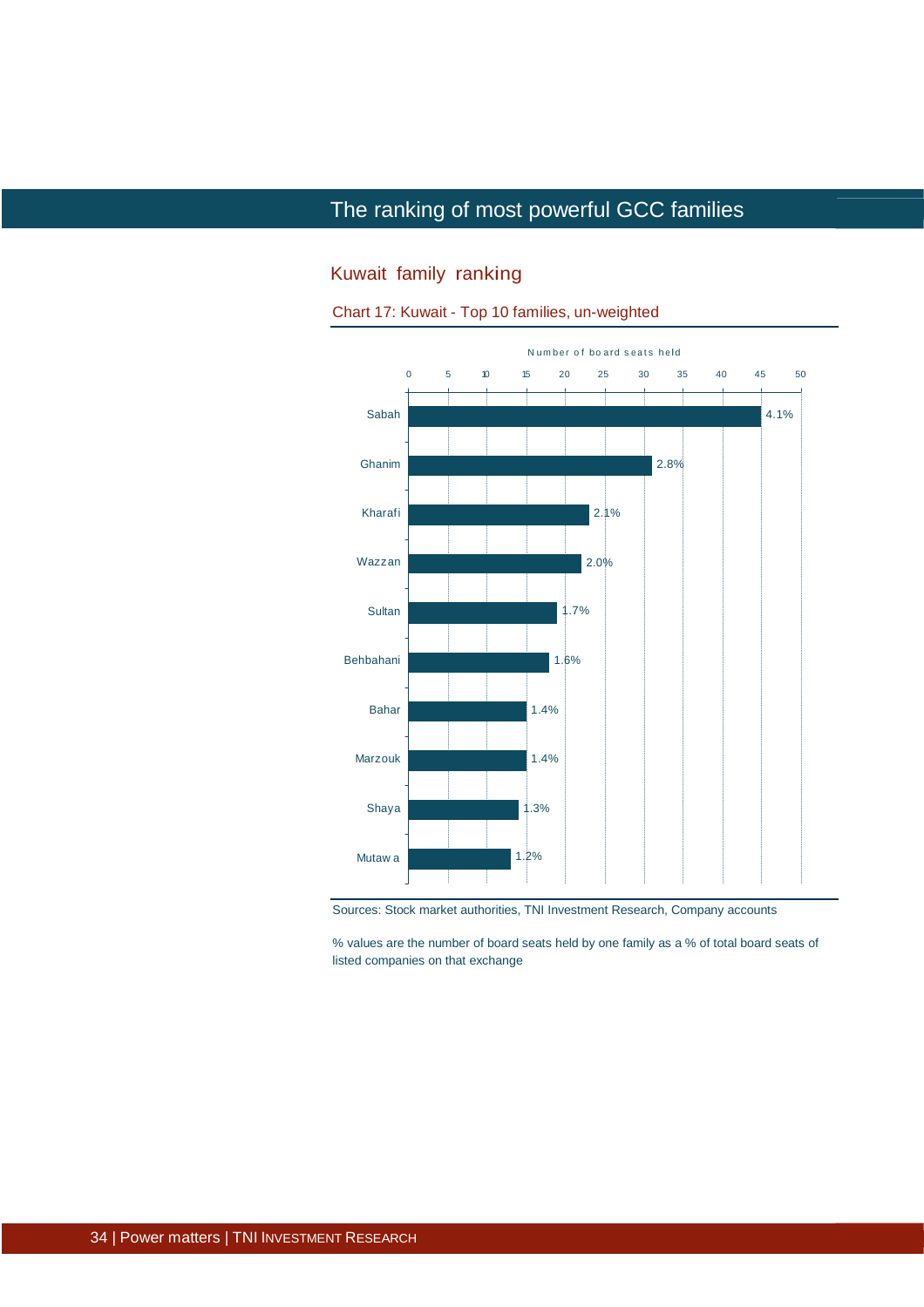# The ranking of most powerful GCC families

## Kuwait family ranking

Chart 17: Kuwait - Top 10 families, un-weighted

Number of board seats held

| Family | Board seats (% of total) |
|---|---|
| Sabah | 4.1% |
| Ghanim | 2.8% |
| Kharafi | 2.1% |
| Wazzan | 2.0% |
| Sultan | 1.7% |
| Behbahani | 1.6% |
| Bahar | 1.4% |
| Marzouk | 1.4% |
| Shaya | 1.3% |
| Mutawa | 1.2% |

Sources: Stock market authorities, TNI Investment Research, Company accounts

% values are the number of board seats held by one family as a % of total board seats of listed companies on that exchange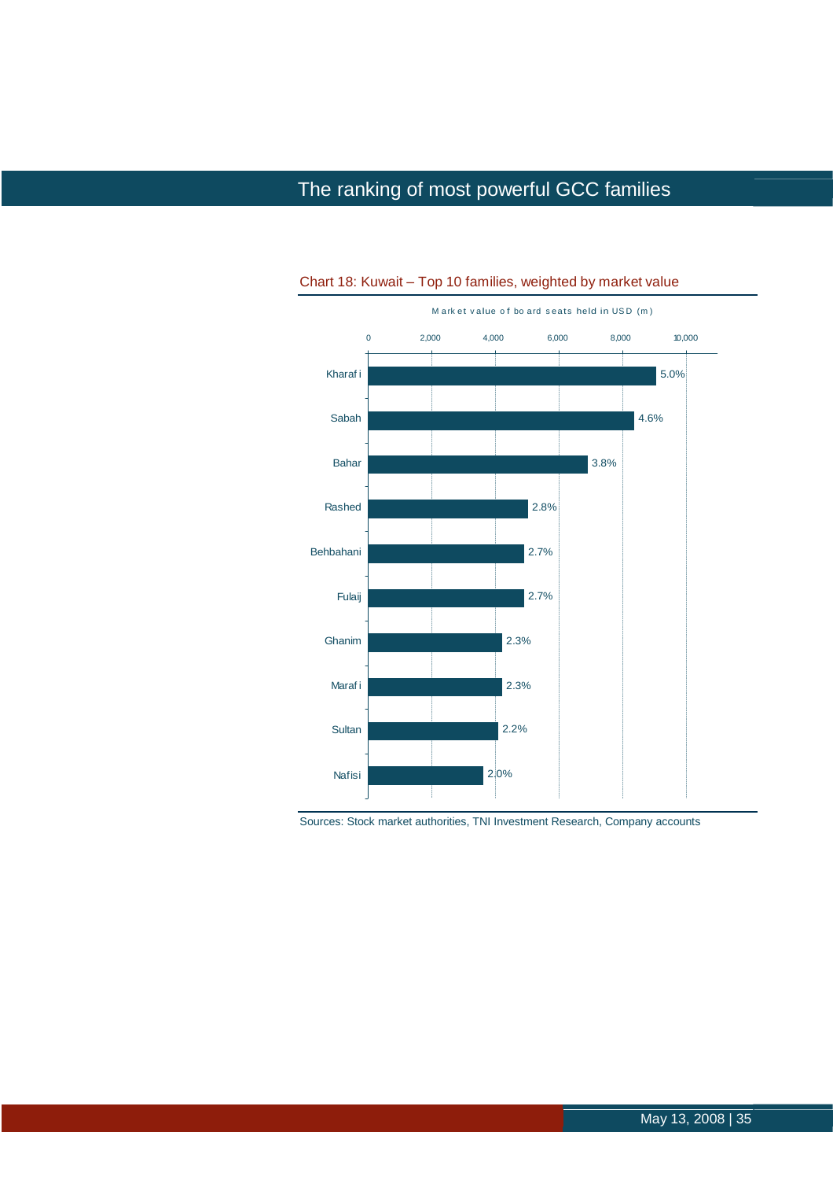Chart 18: Kuwait – Top 10 families, weighted by market value

Market value of board seats held in USD (m)

| Family | Share |
|---|---|
| Kharafi | 5.0% |
| Sabah | 4.6% |
| Bahar | 3.8% |
| Rashed | 2.8% |
| Behbahani | 2.7% |
| Fulaij | 2.7% |
| Ghanim | 2.3% |
| Marafi | 2.3% |
| Sultan | 2.2% |
| Nafisi | 2.0% |

Sources: Stock market authorities, TNI Investment Research, Company accounts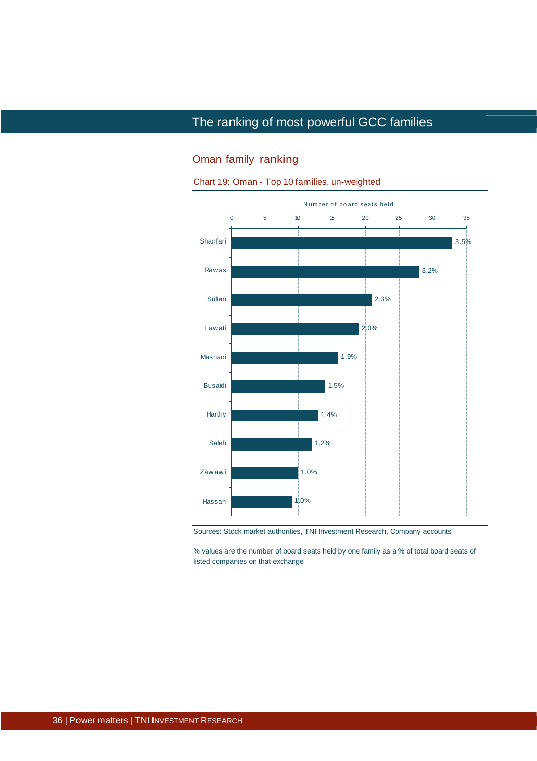# The ranking of most powerful GCC families

## Oman family ranking

Chart 19: Oman - Top 10 families, un-weighted

| Family | % of board seats |
|---|---|
| Shanfari | 3.5% |
| Rawas | 3.2% |
| Sultan | 2.3% |
| Lawati | 2.0% |
| Mashani | 1.9% |
| Busaidi | 1.5% |
| Harthy | 1.4% |
| Saleh | 1.2% |
| Zawawi | 1.0% |
| Hassan | 1.0% |

Sources: Stock market authorities, TNI Investment Research, Company accounts

% values are the number of board seats held by one family as a % of total board seats of listed companies on that exchange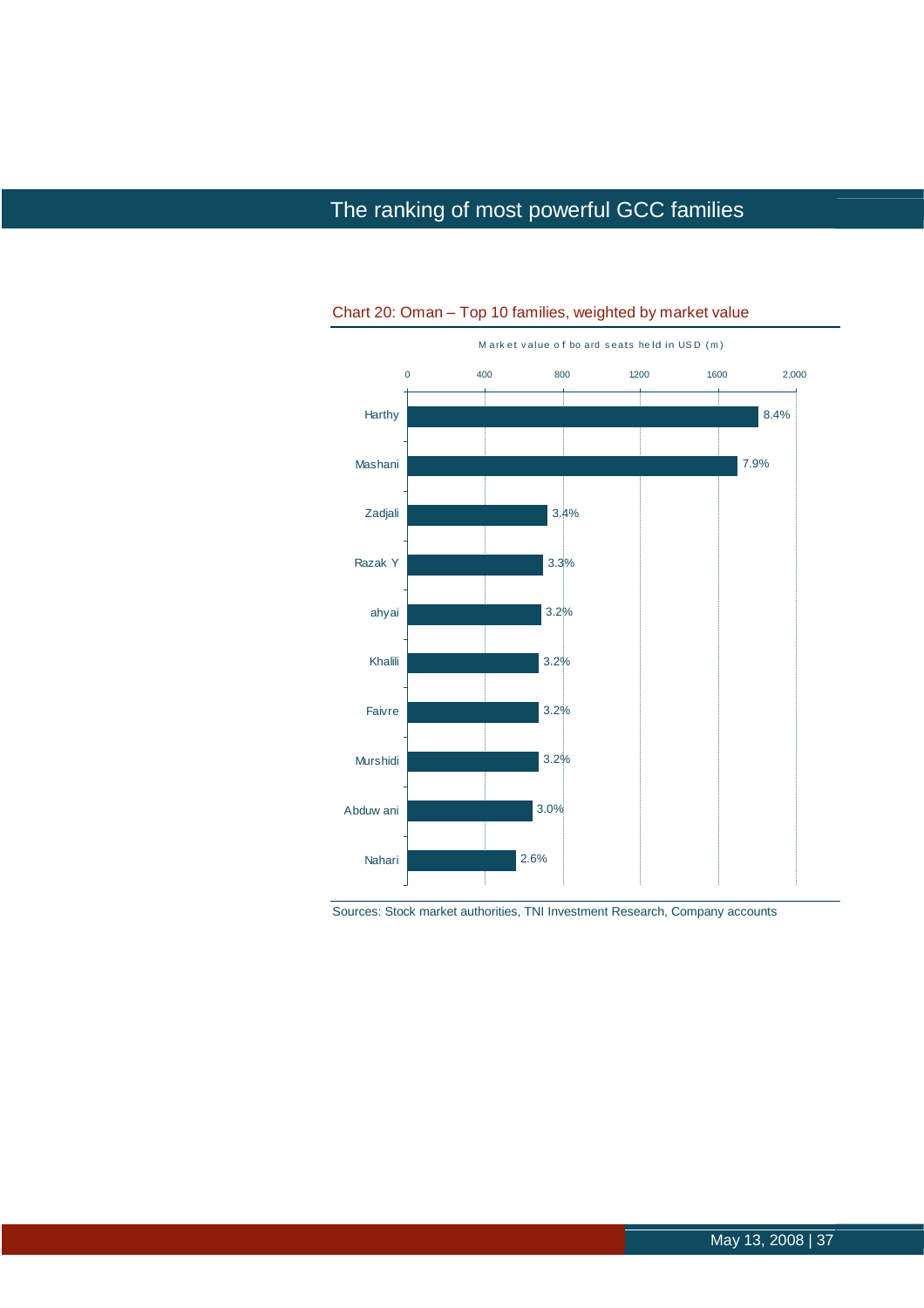Chart 20: Oman – Top 10 families, weighted by market value

Market value of board seats held in USD (m)

| Family | Share |
|---|---|
| Harthy | 8.4% |
| Mashani | 7.9% |
| Zadjali | 3.4% |
| Razak Y | 3.3% |
| ahyai | 3.2% |
| Khalili | 3.2% |
| Faivre | 3.2% |
| Murshidi | 3.2% |
| Abduw ani | 3.0% |
| Nahari | 2.6% |

Sources: Stock market authorities, TNI Investment Research, Company accounts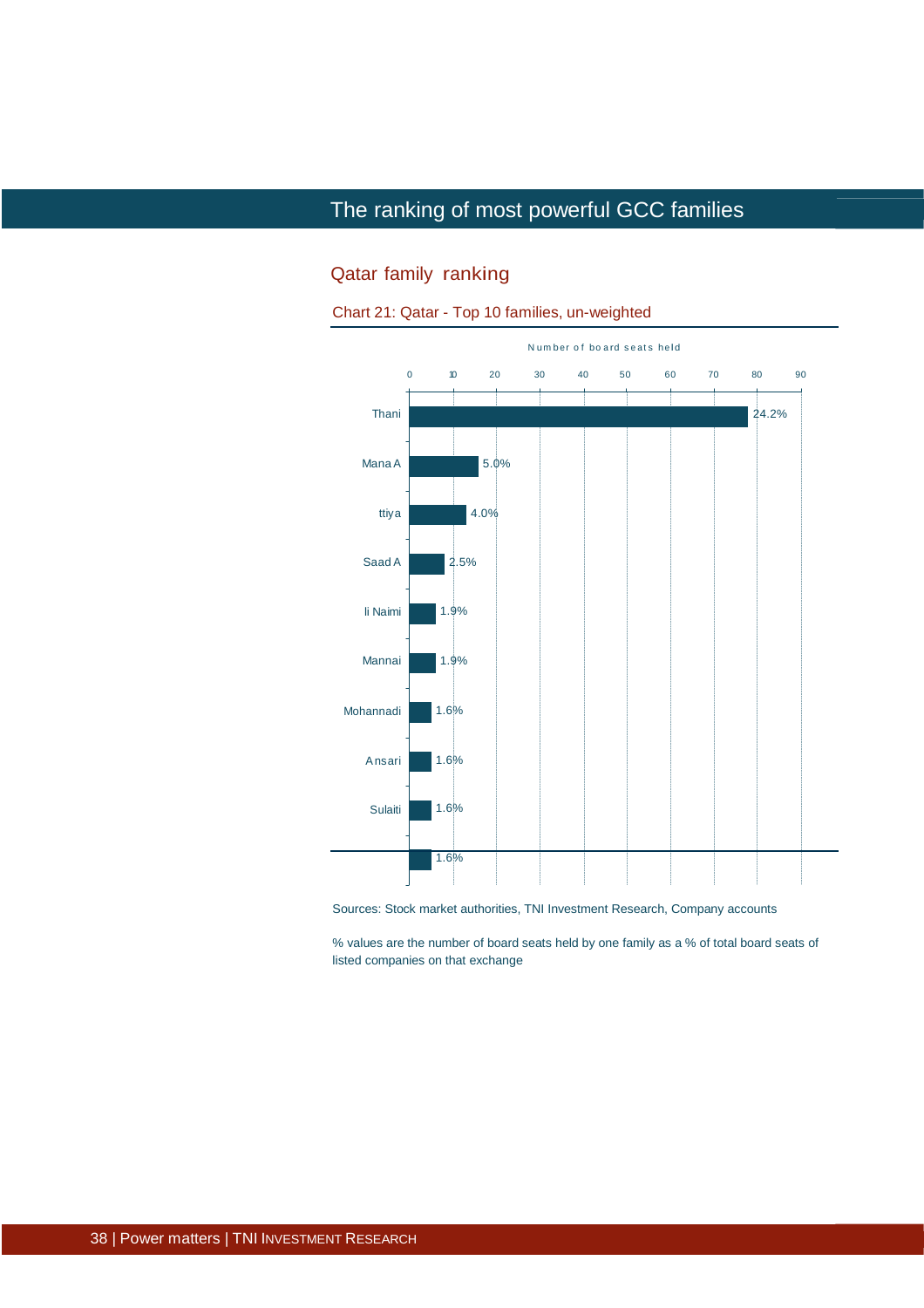# The ranking of most powerful GCC families

## Qatar family ranking

Chart 21: Qatar - Top 10 families, un-weighted

Number of board seats held

| Family | % of board seats |
|---|---|
| Thani | 24.2% |
| Mana A | 5.0% |
| ttiya | 4.0% |
| Saad A | 2.5% |
| li Naimi | 1.9% |
| Mannai | 1.9% |
| Mohannadi | 1.6% |
| Ansari | 1.6% |
| Sulaiti | 1.6% |
| | 1.6% |

Sources: Stock market authorities, TNI Investment Research, Company accounts

% values are the number of board seats held by one family as a % of total board seats of listed companies on that exchange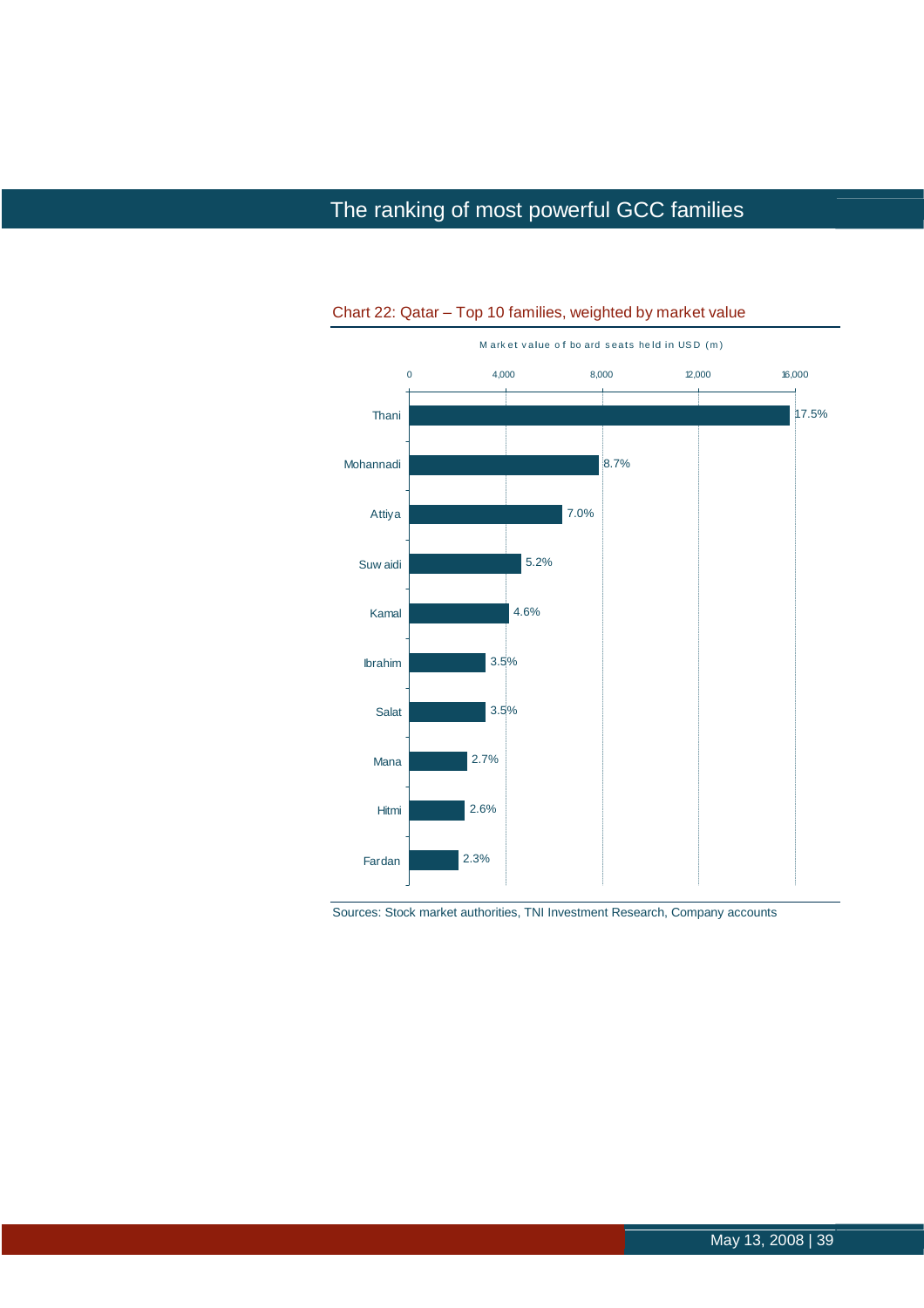## The ranking of most powerful GCC families

Chart 22: Qatar – Top 10 families, weighted by market value

Market value of board seats held in USD (m)

| Family | Share |
|---|---|
| Thani | 17.5% |
| Mohannadi | 8.7% |
| Attiya | 7.0% |
| Suwaidi | 5.2% |
| Kamal | 4.6% |
| Ibrahim | 3.5% |
| Salat | 3.5% |
| Mana | 2.7% |
| Hitmi | 2.6% |
| Fardan | 2.3% |

Sources: Stock market authorities, TNI Investment Research, Company accounts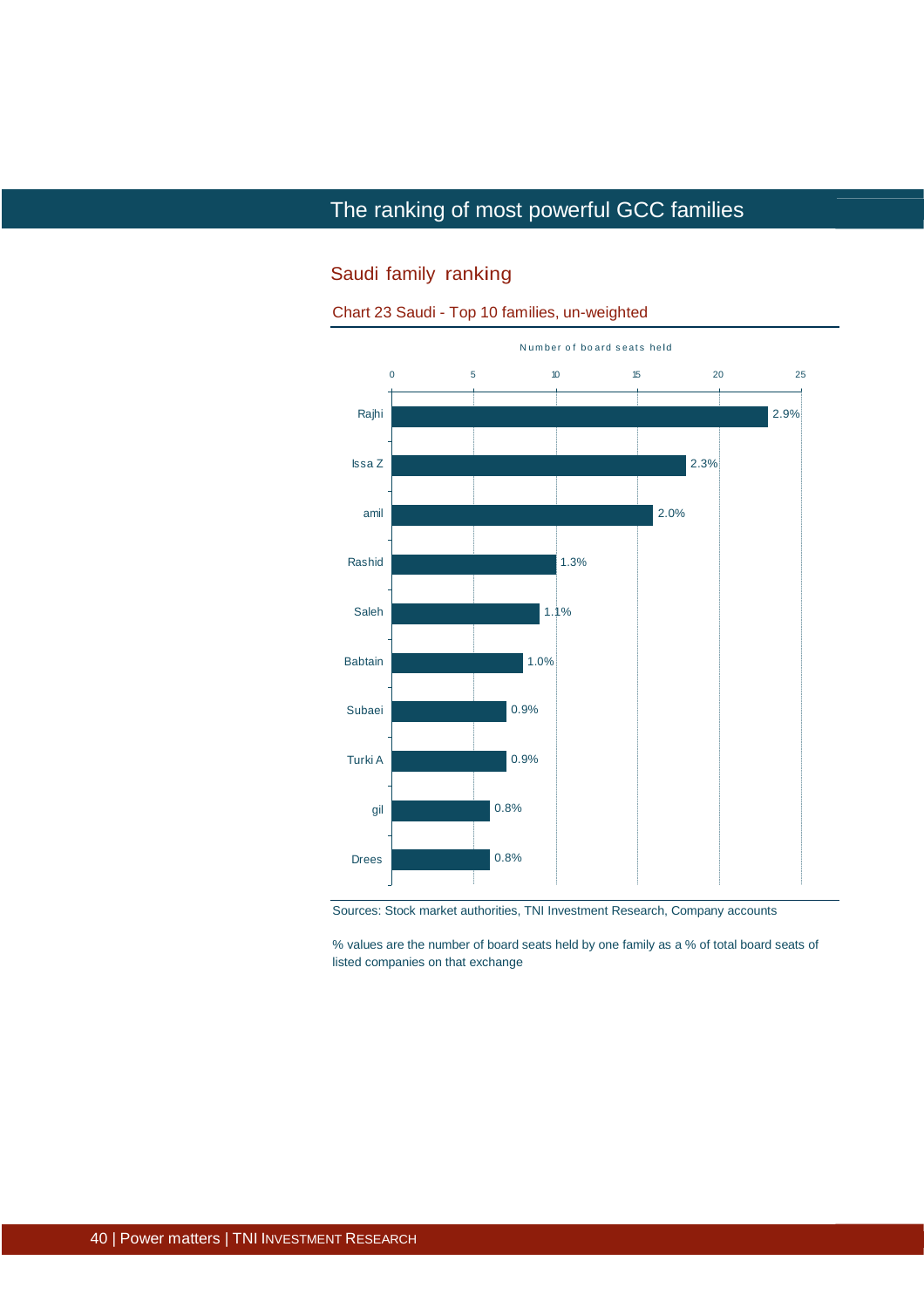# The ranking of most powerful GCC families

## Saudi family ranking

Chart 23 Saudi - Top 10 families, un-weighted

Number of board seats held

| Family | % of board seats |
|---|---|
| Rajhi | 2.9% |
| Issa Z | 2.3% |
| amil | 2.0% |
| Rashid | 1.3% |
| Saleh | 1.1% |
| Babtain | 1.0% |
| Subaei | 0.9% |
| Turki A | 0.9% |
| gil | 0.8% |
| Drees | 0.8% |

Sources: Stock market authorities, TNI Investment Research, Company accounts

% values are the number of board seats held by one family as a % of total board seats of listed companies on that exchange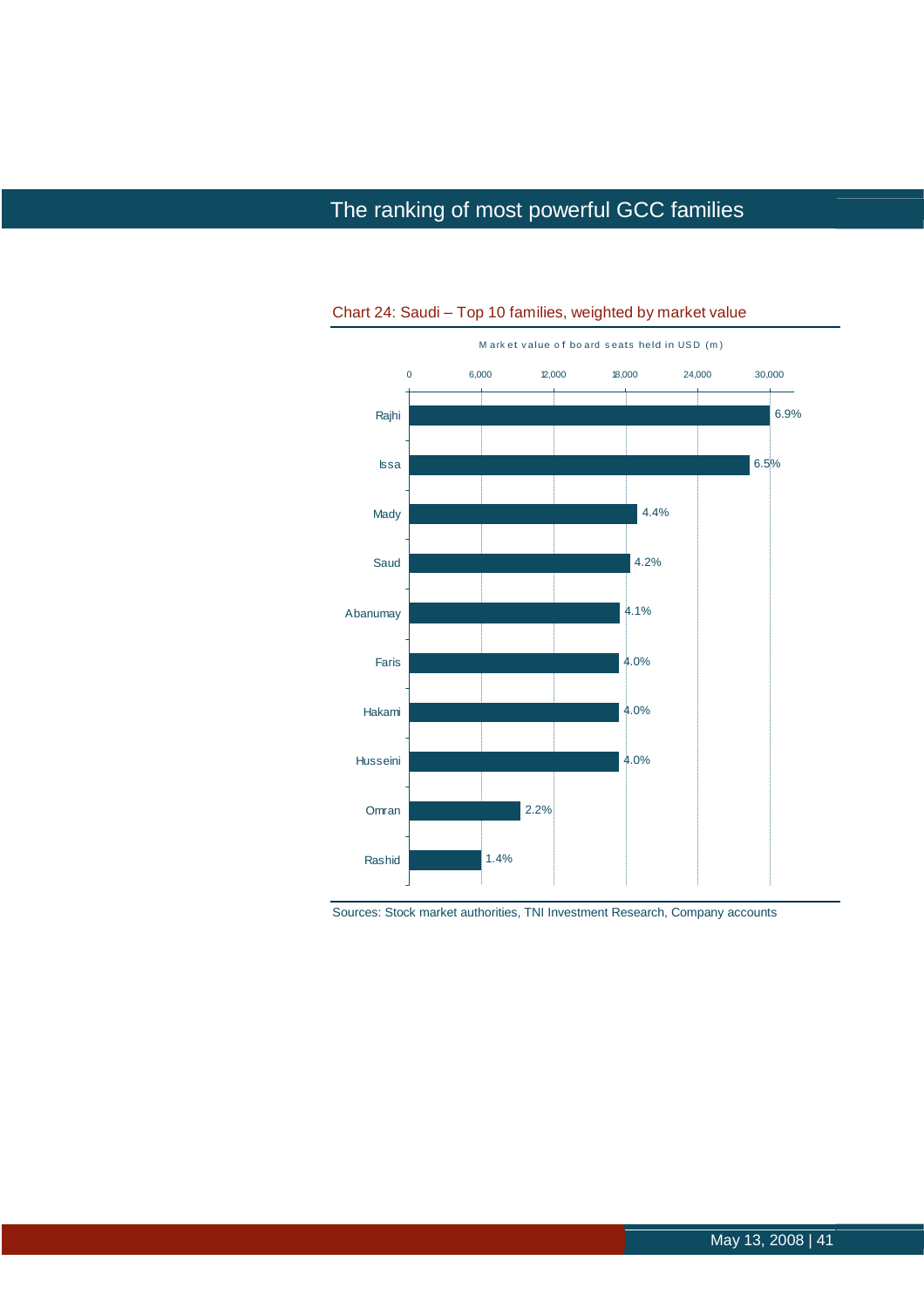## Chart 24: Saudi – Top 10 families, weighted by market value

Market value of board seats held in USD (m)

| Family | Share |
|---|---|
| Rajhi | 6.9% |
| Issa | 6.5% |
| Mady | 4.4% |
| Saud | 4.2% |
| Abanumay | 4.1% |
| Faris | 4.0% |
| Hakami | 4.0% |
| Husseini | 4.0% |
| Omran | 2.2% |
| Rashid | 1.4% |

Sources: Stock market authorities, TNI Investment Research, Company accounts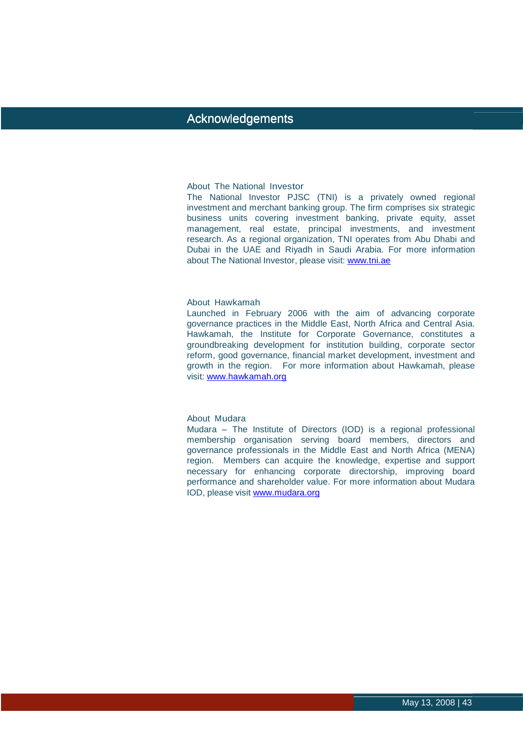# Acknowledgements

### About The National Investor

The National Investor PJSC (TNI) is a privately owned regional investment and merchant banking group. The firm comprises six strategic business units covering investment banking, private equity, asset management, real estate, principal investments, and investment research. As a regional organization, TNI operates from Abu Dhabi and Dubai in the UAE and Riyadh in Saudi Arabia. For more information about The National Investor, please visit: www.tni.ae

### About Hawkamah

Launched in February 2006 with the aim of advancing corporate governance practices in the Middle East, North Africa and Central Asia. Hawkamah, the Institute for Corporate Governance, constitutes a groundbreaking development for institution building, corporate sector reform, good governance, financial market development, investment and growth in the region. For more information about Hawkamah, please visit: www.hawkamah.org

### About Mudara

Mudara – The Institute of Directors (IOD) is a regional professional membership organisation serving board members, directors and governance professionals in the Middle East and North Africa (MENA) region. Members can acquire the knowledge, expertise and support necessary for enhancing corporate directorship, improving board performance and shareholder value. For more information about Mudara IOD, please visit www.mudara.org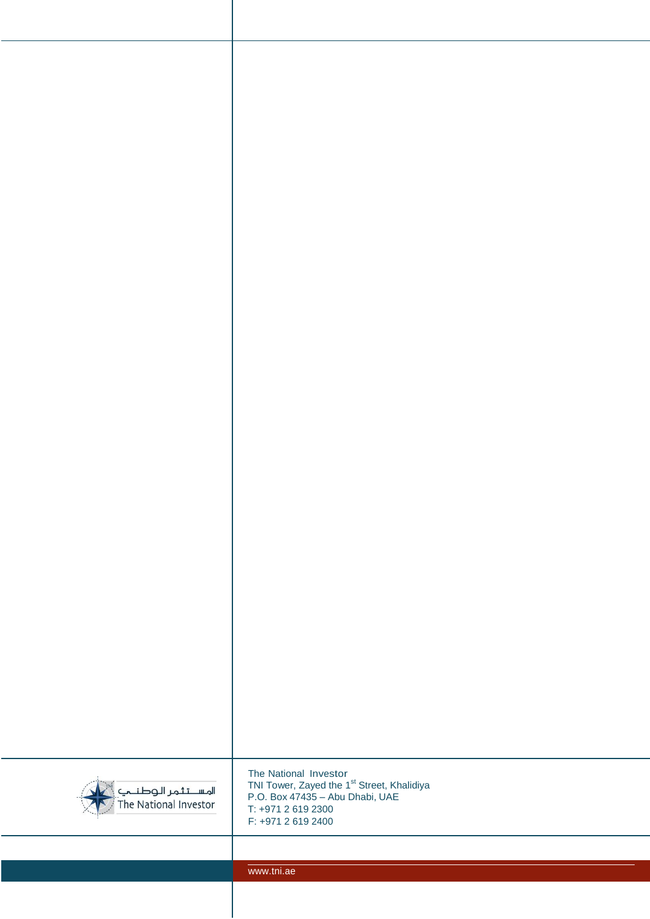المستثمر الوطني

The National Investor

The National Investor
TNI Tower, Zayed the 1st Street, Khalidiya
P.O. Box 47435 – Abu Dhabi, UAE
T: +971 2 619 2300
F: +971 2 619 2400

www.tni.ae